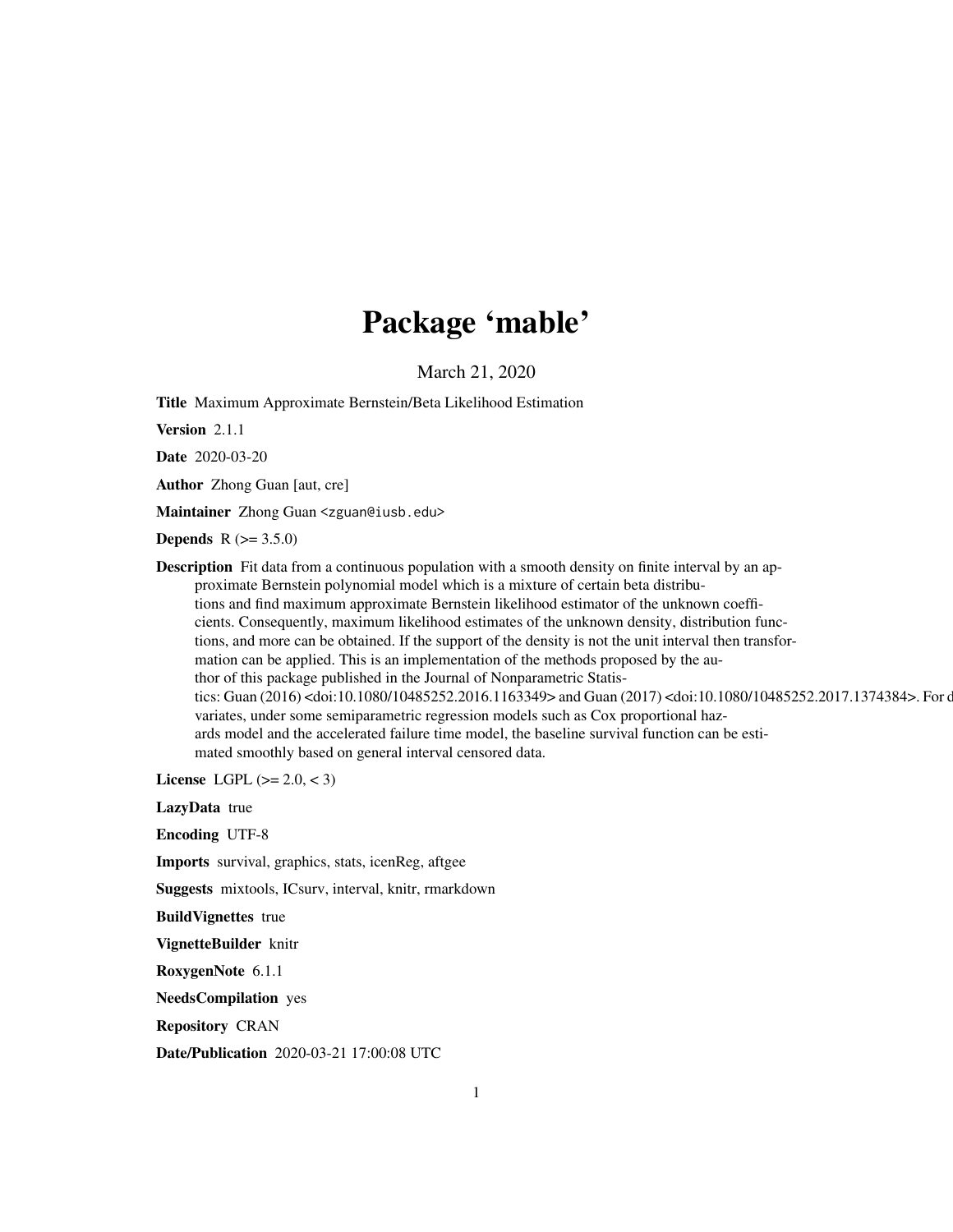# Package 'mable'

March 21, 2020

**Title** Maximum Approximate Bernstein/Beta Likelihood Estimation

**Version** 2.1.1

**Date** 2020-03-20

**Author** Zhong Guan [aut, cre]

**Maintainer** Zhong Guan <zguan@iusb.edu>

**Depends** R (>= 3.5.0)

**Description** Fit data from a continuous population with a smooth density on finite interval by an approximate Bernstein polynomial model which is a mixture of certain beta distributions and find maximum approximate Bernstein likelihood estimator of the unknown coefficients. Consequently, maximum likelihood estimates of the unknown density, distribution functions, and more can be obtained. If the support of the density is not the unit interval then transformation can be applied. This is an implementation of the methods proposed by the author of this package published in the Journal of Nonparametric Statistics: Guan (2016) <doi:10.1080/10485252.2016.1163349> and Guan (2017) <doi:10.1080/10485252.2017.1374384>. For d variates, under some semiparametric regression models such as Cox proportional hazards model and the accelerated failure time model, the baseline survival function can be estimated smoothly based on general interval censored data.

**License** LGPL (>= 2.0, < 3)

**LazyData** true

**Encoding** UTF-8

**Imports** survival, graphics, stats, icenReg, aftgee

**Suggests** mixtools, ICsurv, interval, knitr, rmarkdown

**BuildVignettes** true

**VignetteBuilder** knitr

**RoxygenNote** 6.1.1

**NeedsCompilation** yes

**Repository** CRAN

**Date/Publication** 2020-03-21 17:00:08 UTC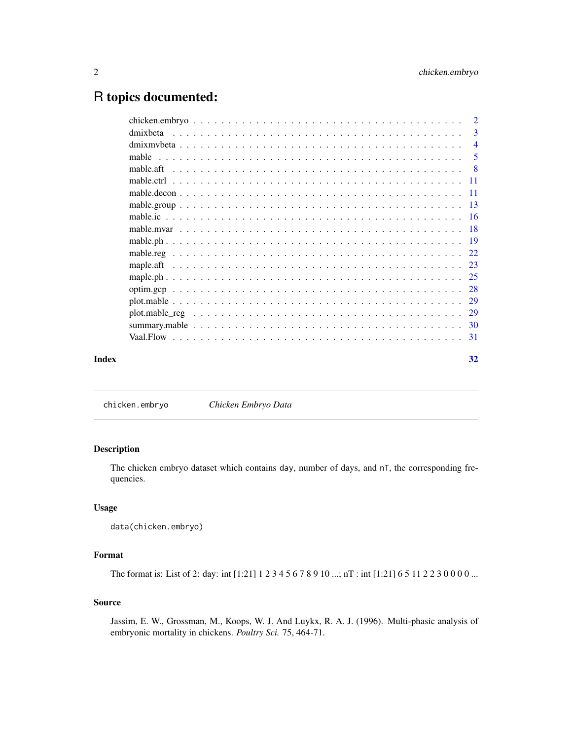# R topics documented:

| | |
|---|---|
| chicken.embryo | 2 |
| dmixbeta | 3 |
| dmixmvbeta | 4 |
| mable | 5 |
| mable.aft | 8 |
| mable.ctrl | 11 |
| mable.decon | 11 |
| mable.group | 13 |
| mable.ic | 16 |
| mable.mvar | 18 |
| mable.ph | 19 |
| mable.reg | 22 |
| maple.aft | 23 |
| maple.ph | 25 |
| optim.gcp | 28 |
| plot.mable | 29 |
| plot.mable_reg | 29 |
| summary.mable | 30 |
| Vaal.Flow | 31 |
| **Index** | **32** |

---

## chicken.embryo — *Chicken Embryo Data*

### Description

The chicken embryo dataset which contains `day`, number of days, and `nT`, the corresponding frequencies.

### Usage

```
data(chicken.embryo)
```

### Format

The format is: List of 2: day: int [1:21] 1 2 3 4 5 6 7 8 9 10 ...; nT : int [1:21] 6 5 11 2 2 3 0 0 0 0 ...

### Source

Jassim, E. W., Grossman, M., Koops, W. J. And Luykx, R. A. J. (1996). Multi-phasic analysis of embryonic mortality in chickens. *Poultry Sci.* 75, 464-71.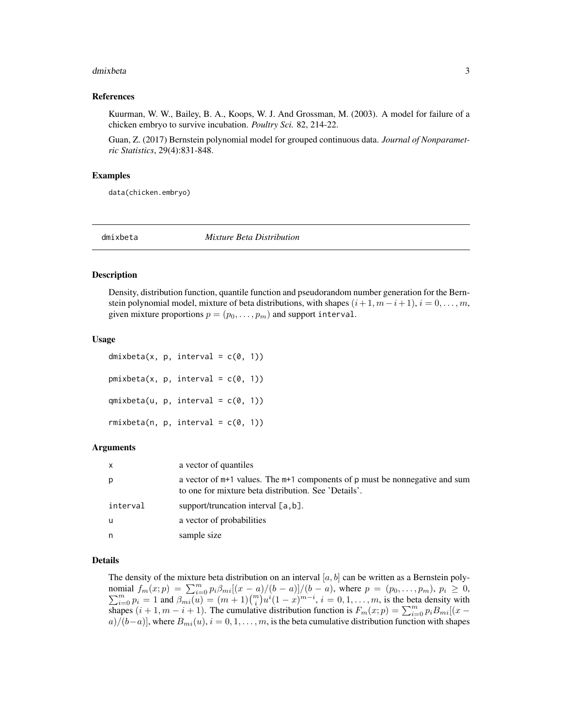### References

Kuurman, W. W., Bailey, B. A., Koops, W. J. And Grossman, M. (2003). A model for failure of a chicken embryo to survive incubation. *Poultry Sci.* 82, 214-22.

Guan, Z. (2017) Bernstein polynomial model for grouped continuous data. *Journal of Nonparametric Statistics*, 29(4):831-848.

### Examples

```
data(chicken.embryo)
```

---

## dmixbeta — *Mixture Beta Distribution*

### Description

Density, distribution function, quantile function and pseudorandom number generation for the Bernstein polynomial model, mixture of beta distributions, with shapes $(i+1, m-i+1)$, $i = 0, \ldots, m$, given mixture proportions $p = (p_0, \ldots, p_m)$ and support `interval`.

### Usage

```
dmixbeta(x, p, interval = c(0, 1))

pmixbeta(x, p, interval = c(0, 1))

qmixbeta(u, p, interval = c(0, 1))

rmixbeta(n, p, interval = c(0, 1))
```

### Arguments

| | |
|---|---|
| x | a vector of quantiles |
| p | a vector of `m+1` values. The `m+1` components of `p` must be nonnegative and sum to one for mixture beta distribution. See 'Details'. |
| interval | support/truncation interval `[a,b]`. |
| u | a vector of probabilities |
| n | sample size |

### Details

The density of the mixture beta distribution on an interval $[a, b]$ can be written as a Bernstein polynomial $f_m(x;p) = \sum_{i=0}^m p_i \beta_{mi}[(x-a)/(b-a)]/(b-a)$, where $p = (p_0, \ldots, p_m)$, $p_i \ge 0$, $\sum_{i=0}^m p_i = 1$ and $\beta_{mi}(u) = (m+1)\binom{m}{i} u^i (1-x)^{m-i}$, $i = 0, 1, \ldots, m$, is the beta density with shapes $(i+1, m-i+1)$. The cumulative distribution function is $F_m(x;p) = \sum_{i=0}^m p_i B_{mi}[(x-a)/(b-a)]$, where $B_{mi}(u)$, $i = 0, 1, \ldots, m$, is the beta cumulative distribution function with shapes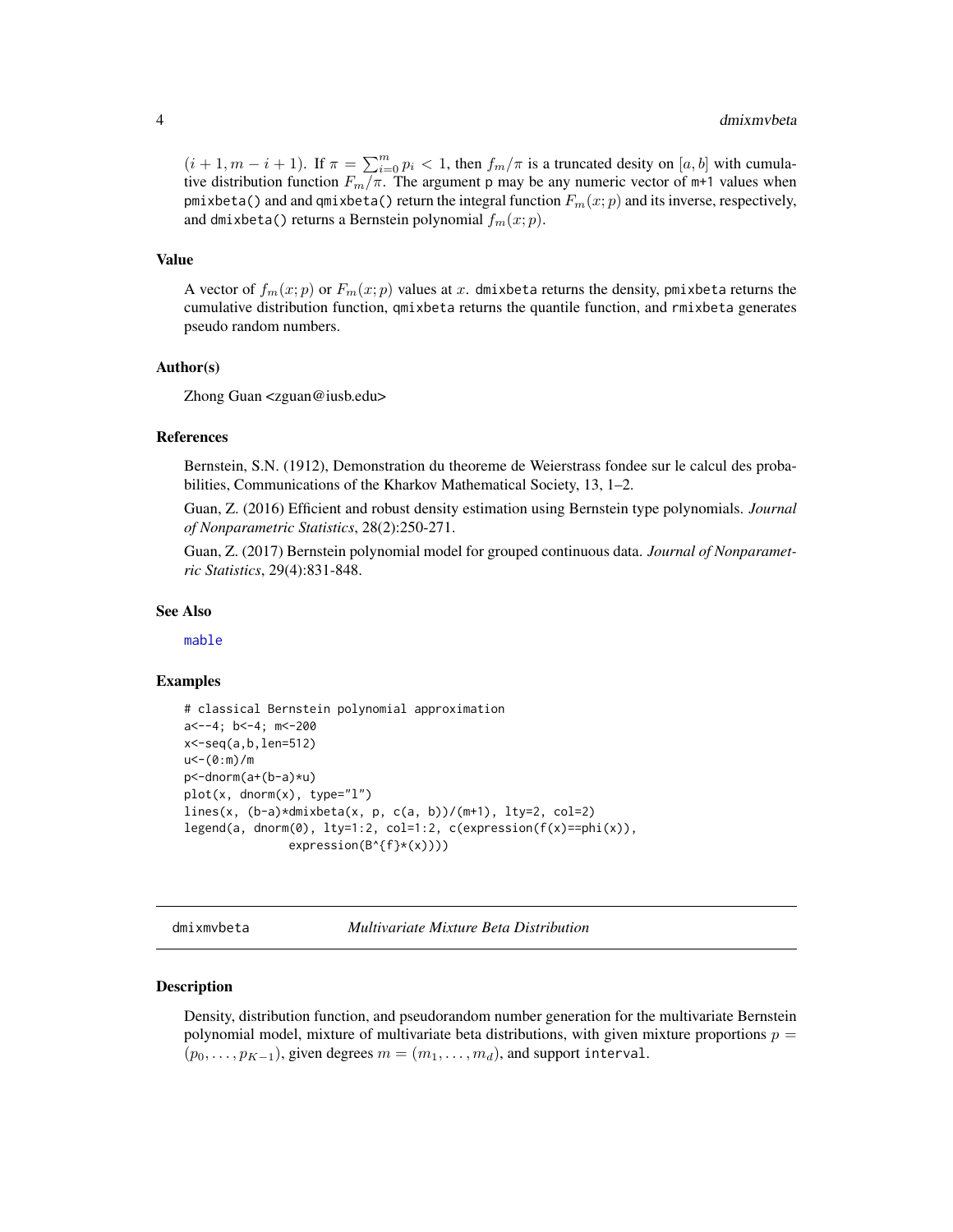$(i+1, m-i+1)$. If $\pi = \sum_{i=0}^{m} p_i < 1$, then $f_m/\pi$ is a truncated desity on $[a, b]$ with cumulative distribution function $F_m/\pi$. The argument p may be any numeric vector of m+1 values when pmixbeta() and and qmixbeta() return the integral function $F_m(x; p)$ and its inverse, respectively, and dmixbeta() returns a Bernstein polynomial $f_m(x; p)$.

### Value

A vector of $f_m(x; p)$ or $F_m(x; p)$ values at $x$. dmixbeta returns the density, pmixbeta returns the cumulative distribution function, qmixbeta returns the quantile function, and rmixbeta generates pseudo random numbers.

### Author(s)

Zhong Guan <zguan@iusb.edu>

### References

Bernstein, S.N. (1912), Demonstration du theoreme de Weierstrass fondee sur le calcul des probabilities, Communications of the Kharkov Mathematical Society, 13, 1–2.

Guan, Z. (2016) Efficient and robust density estimation using Bernstein type polynomials. *Journal of Nonparametric Statistics*, 28(2):250-271.

Guan, Z. (2017) Bernstein polynomial model for grouped continuous data. *Journal of Nonparametric Statistics*, 29(4):831-848.

### See Also

mable

### Examples

```
# classical Bernstein polynomial approximation
a<--4; b<-4; m<-200
x<-seq(a,b,len=512)
u<-(0:m)/m
p<-dnorm(a+(b-a)*u)
plot(x, dnorm(x), type="l")
lines(x, (b-a)*dmixbeta(x, p, c(a, b))/(m+1), lty=2, col=2)
legend(a, dnorm(0), lty=1:2, col=1:2, c(expression(f(x)==phi(x)),
               expression(B^{f}*(x))))
```

---

## dmixmvbeta *Multivariate Mixture Beta Distribution*

### Description

Density, distribution function, and pseudorandom number generation for the multivariate Bernstein polynomial model, mixture of multivariate beta distributions, with given mixture proportions $p = (p_0, \ldots, p_{K-1})$, given degrees $m = (m_1, \ldots, m_d)$, and support interval.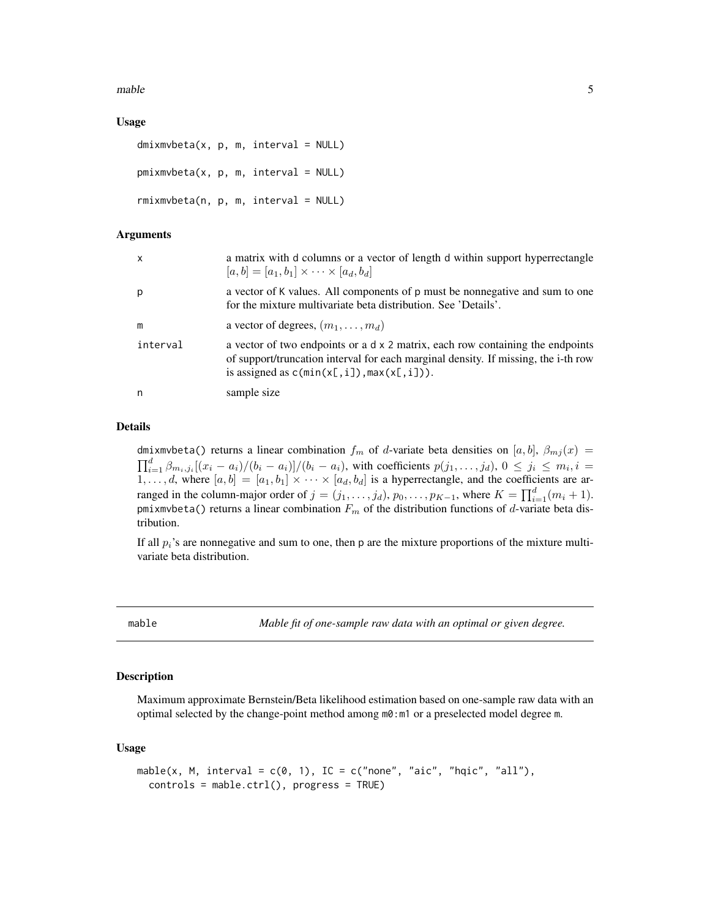### Usage

```
dmixmvbeta(x, p, m, interval = NULL)

pmixmvbeta(x, p, m, interval = NULL)

rmixmvbeta(n, p, m, interval = NULL)
```

### Arguments

| | |
|---|---|
| x | a matrix with d columns or a vector of length d within support hyperrectangle $[a, b] = [a_1, b_1] \times \cdots \times [a_d, b_d]$ |
| p | a vector of K values. All components of p must be nonnegative and sum to one for the mixture multivariate beta distribution. See 'Details'. |
| m | a vector of degrees, $(m_1, \ldots, m_d)$ |
| interval | a vector of two endpoints or a d x 2 matrix, each row containing the endpoints of support/truncation interval for each marginal density. If missing, the i-th row is assigned as `c(min(x[,i]),max(x[,i]))`. |
| n | sample size |

### Details

`dmixmvbeta()` returns a linear combination $f_m$ of $d$-variate beta densities on $[a, b]$, $\beta_{mj}(x) = \prod_{i=1}^{d} \beta_{m_i,j_i}[(x_i - a_i)/(b_i - a_i)]/(b_i - a_i)$, with coefficients $p(j_1, \ldots, j_d)$, $0 \le j_i \le m_i, i = 1, \ldots, d$, where $[a, b] = [a_1, b_1] \times \cdots \times [a_d, b_d]$ is a hyperrectangle, and the coefficients are arranged in the column-major order of $j = (j_1, \ldots, j_d)$, $p_0, \ldots, p_{K-1}$, where $K = \prod_{i=1}^{d}(m_i + 1)$. `pmixmvbeta()` returns a linear combination $F_m$ of the distribution functions of $d$-variate beta distribution.

If all $p_i$'s are nonnegative and sum to one, then p are the mixture proportions of the mixture multivariate beta distribution.

---

## mable — *Mable fit of one-sample raw data with an optimal or given degree.*

### Description

Maximum approximate Bernstein/Beta likelihood estimation based on one-sample raw data with an optimal selected by the change-point method among `m0:m1` or a preselected model degree `m`.

### Usage

```
mable(x, M, interval = c(0, 1), IC = c("none", "aic", "hqic", "all"),
  controls = mable.ctrl(), progress = TRUE)
```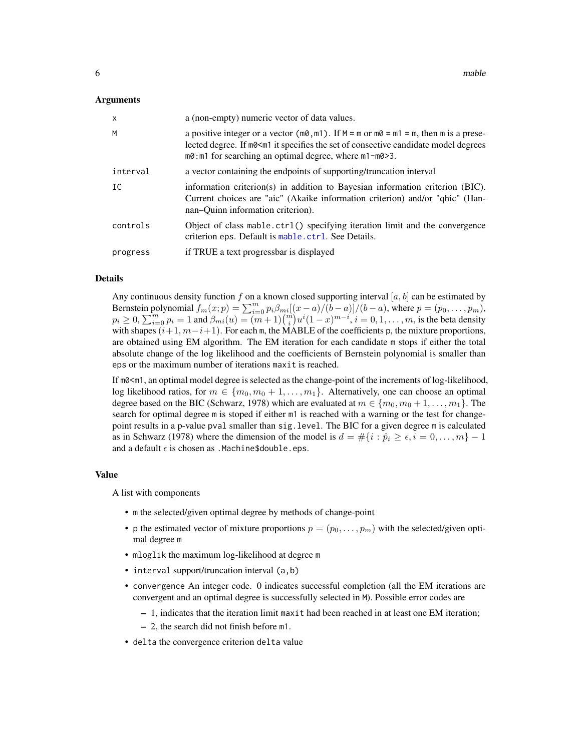## Arguments

| | |
|---|---|
| x | a (non-empty) numeric vector of data values. |
| M | a positive integer or a vector (m0,m1). If M = m or m0 = m1 = m, then m is a preselected degree. If m0<m1 it specifies the set of consecutive candidate model degrees m0:m1 for searching an optimal degree, where m1-m0>3. |
| interval | a vector containing the endpoints of supporting/truncation interval |
| IC | information criterion(s) in addition to Bayesian information criterion (BIC). Current choices are "aic" (Akaike information criterion) and/or "qhic" (Hannan–Quinn information criterion). |
| controls | Object of class mable.ctrl() specifying iteration limit and the convergence criterion eps. Default is mable.ctrl. See Details. |
| progress | if TRUE a text progressbar is displayed |

## Details

Any continuous density function $f$ on a known closed supporting interval $[a, b]$ can be estimated by Bernstein polynomial $f_m(x; p) = \sum_{i=0}^{m} p_i \beta_{mi}[(x-a)/(b-a)]/(b-a)$, where $p = (p_0, \ldots, p_m)$, $p_i \ge 0$, $\sum_{i=0}^{m} p_i = 1$ and $\beta_{mi}(u) = (m+1)\binom{m}{i} u^i (1-x)^{m-i}$, $i = 0, 1, \ldots, m$, is the beta density with shapes $(i+1, m-i+1)$. For each m, the MABLE of the coefficients p, the mixture proportions, are obtained using EM algorithm. The EM iteration for each candidate m stops if either the total absolute change of the log likelihood and the coefficients of Bernstein polynomial is smaller than eps or the maximum number of iterations maxit is reached.

If m0<m1, an optimal model degree is selected as the change-point of the increments of log-likelihood, log likelihood ratios, for $m \in \{m_0, m_0+1, \ldots, m_1\}$. Alternatively, one can choose an optimal degree based on the BIC (Schwarz, 1978) which are evaluated at $m \in \{m_0, m_0+1, \ldots, m_1\}$. The search for optimal degree m is stoped if either m1 is reached with a warning or the test for change-point results in a p-value pval smaller than sig.level. The BIC for a given degree m is calculated as in Schwarz (1978) where the dimension of the model is $d = \#\{i : \hat{p}_i \ge \epsilon, i = 0, \ldots, m\} - 1$ and a default $\epsilon$ is chosen as .Machine$double.eps.

## Value

A list with components

- m the selected/given optimal degree by methods of change-point
- p the estimated vector of mixture proportions $p = (p_0, \ldots, p_m)$ with the selected/given optimal degree m
- mloglik the maximum log-likelihood at degree m
- interval support/truncation interval (a,b)
- convergence An integer code. 0 indicates successful completion (all the EM iterations are convergent and an optimal degree is successfully selected in M). Possible error codes are
  - 1, indicates that the iteration limit maxit had been reached in at least one EM iteration;
  - 2, the search did not finish before m1.
- delta the convergence criterion delta value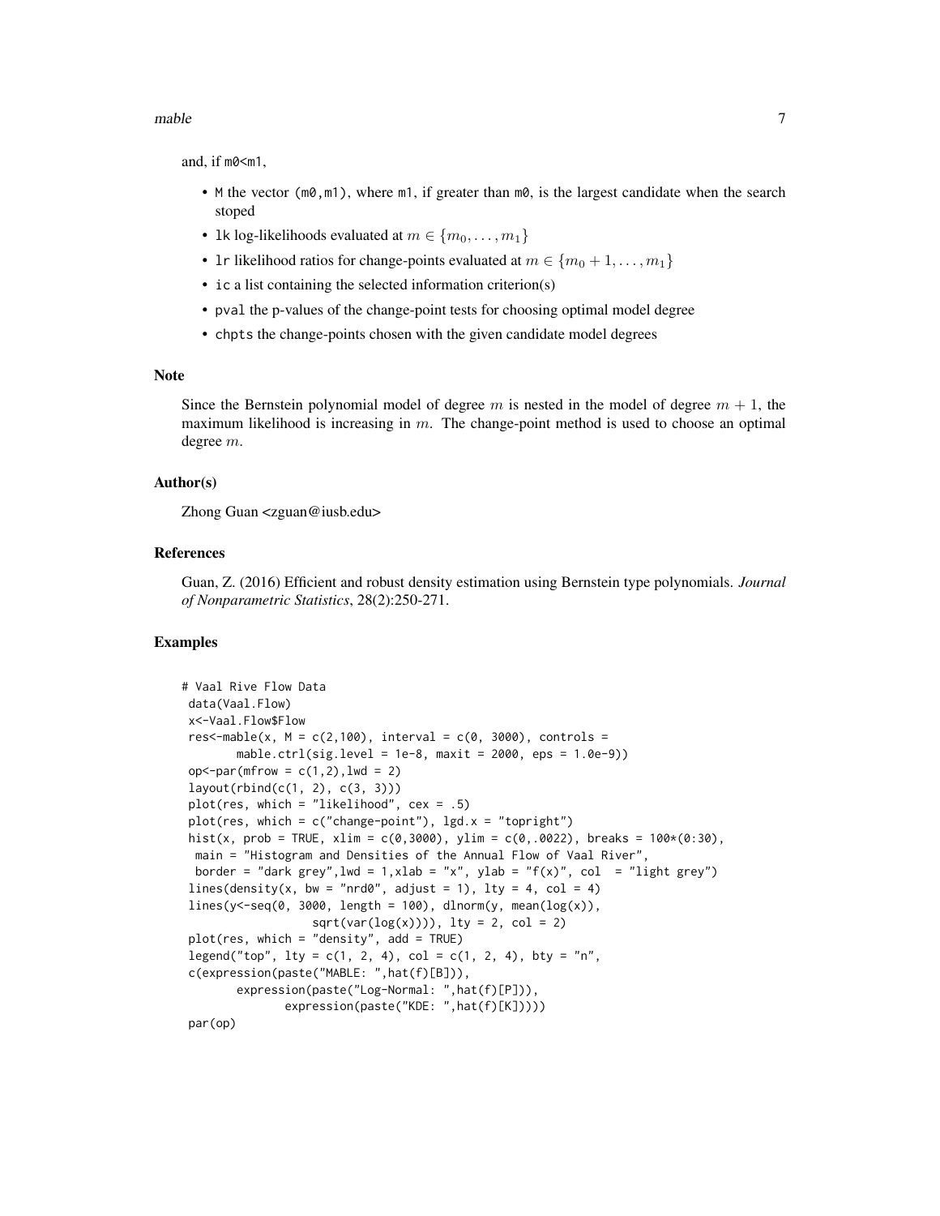and, if m0<m1,

- M the vector (m0,m1), where m1, if greater than m0, is the largest candidate when the search stoped
- lk log-likelihoods evaluated at $m \in \{m_0, \ldots, m_1\}$
- lr likelihood ratios for change-points evaluated at $m \in \{m_0 + 1, \ldots, m_1\}$
- ic a list containing the selected information criterion(s)
- pval the p-values of the change-point tests for choosing optimal model degree
- chpts the change-points chosen with the given candidate model degrees

## Note

Since the Bernstein polynomial model of degree $m$ is nested in the model of degree $m + 1$, the maximum likelihood is increasing in $m$. The change-point method is used to choose an optimal degree $m$.

## Author(s)

Zhong Guan <zguan@iusb.edu>

## References

Guan, Z. (2016) Efficient and robust density estimation using Bernstein type polynomials. *Journal of Nonparametric Statistics*, 28(2):250-271.

## Examples

```
# Vaal Rive Flow Data
 data(Vaal.Flow)
 x<-Vaal.Flow$Flow
 res<-mable(x, M = c(2,100), interval = c(0, 3000), controls =
        mable.ctrl(sig.level = 1e-8, maxit = 2000, eps = 1.0e-9))
 op<-par(mfrow = c(1,2),lwd = 2)
 layout(rbind(c(1, 2), c(3, 3)))
 plot(res, which = "likelihood", cex = .5)
 plot(res, which = c("change-point"), lgd.x = "topright")
 hist(x, prob = TRUE, xlim = c(0,3000), ylim = c(0,.0022), breaks = 100*(0:30),
  main = "Histogram and Densities of the Annual Flow of Vaal River",
  border = "dark grey",lwd = 1,xlab = "x", ylab = "f(x)", col  = "light grey")
 lines(density(x, bw = "nrd0", adjust = 1), lty = 4, col = 4)
 lines(y<-seq(0, 3000, length = 100), dlnorm(y, mean(log(x)),
                   sqrt(var(log(x)))), lty = 2, col = 2)
 plot(res, which = "density", add = TRUE)
 legend("top", lty = c(1, 2, 4), col = c(1, 2, 4), bty = "n",
 c(expression(paste("MABLE: ",hat(f)[B])),
        expression(paste("Log-Normal: ",hat(f)[P])),
               expression(paste("KDE: ",hat(f)[K]))))
 par(op)
```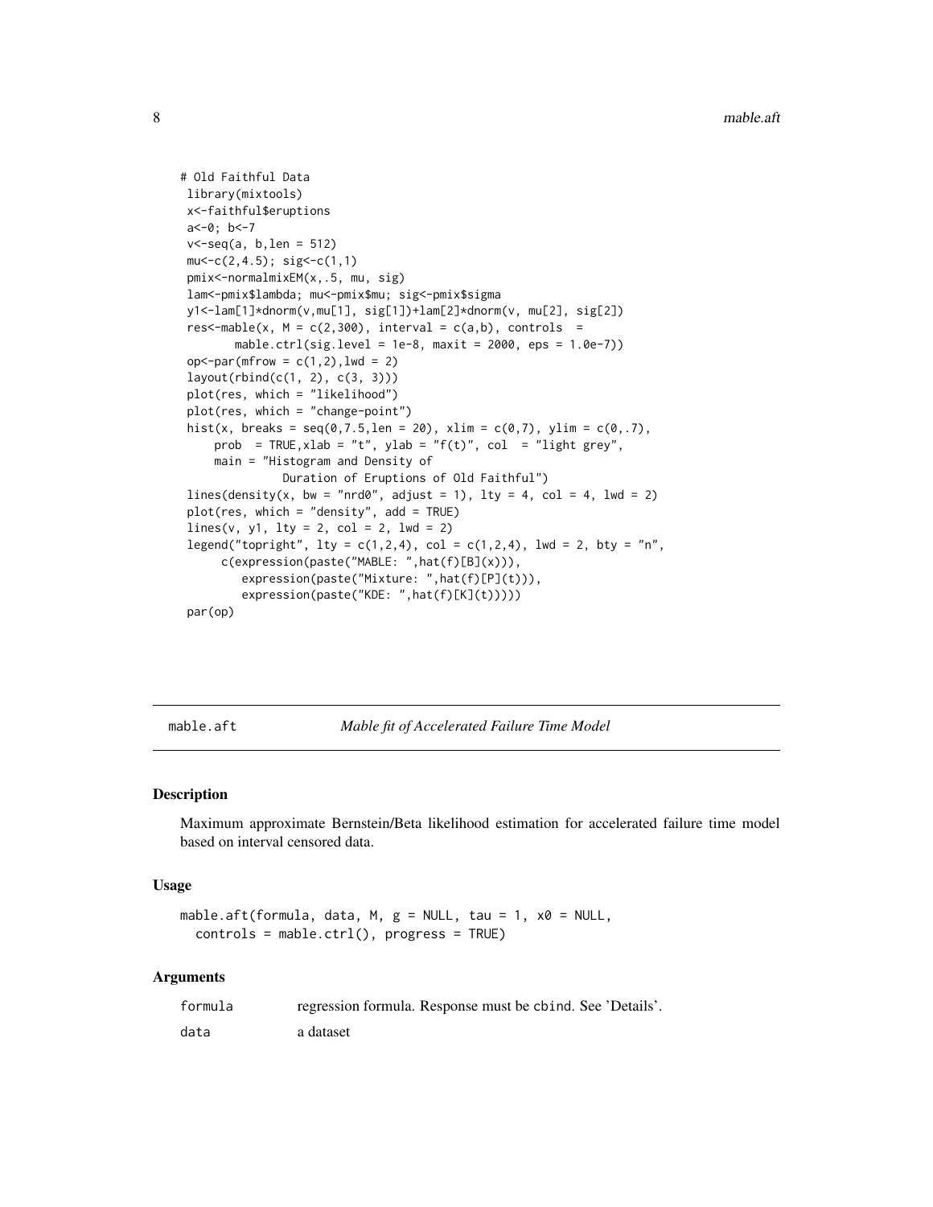```
# Old Faithful Data
 library(mixtools)
 x<-faithful$eruptions
 a<-0; b<-7
 v<-seq(a, b,len = 512)
 mu<-c(2,4.5); sig<-c(1,1)
 pmix<-normalmixEM(x,.5, mu, sig)
 lam<-pmix$lambda; mu<-pmix$mu; sig<-pmix$sigma
 y1<-lam[1]*dnorm(v,mu[1], sig[1])+lam[2]*dnorm(v, mu[2], sig[2])
 res<-mable(x, M = c(2,300), interval = c(a,b), controls  =
        mable.ctrl(sig.level = 1e-8, maxit = 2000, eps = 1.0e-7))
 op<-par(mfrow = c(1,2),lwd = 2)
 layout(rbind(c(1, 2), c(3, 3)))
 plot(res, which = "likelihood")
 plot(res, which = "change-point")
 hist(x, breaks = seq(0,7.5,len = 20), xlim = c(0,7), ylim = c(0,.7),
     prob  = TRUE,xlab = "t", ylab = "f(t)", col  = "light grey",
     main = "Histogram and Density of
               Duration of Eruptions of Old Faithful")
 lines(density(x, bw = "nrd0", adjust = 1), lty = 4, col = 4, lwd = 2)
 plot(res, which = "density", add = TRUE)
 lines(v, y1, lty = 2, col = 2, lwd = 2)
 legend("topright", lty = c(1,2,4), col = c(1,2,4), lwd = 2, bty = "n",
      c(expression(paste("MABLE: ",hat(f)[B](x))),
         expression(paste("Mixture: ",hat(f)[P](t))),
         expression(paste("KDE: ",hat(f)[K](t)))))
 par(op)
```

---

`mable.aft` *Mable fit of Accelerated Failure Time Model*

---

### Description

Maximum approximate Bernstein/Beta likelihood estimation for accelerated failure time model based on interval censored data.

### Usage

```
mable.aft(formula, data, M, g = NULL, tau = 1, x0 = NULL,
  controls = mable.ctrl(), progress = TRUE)
```

### Arguments

| | |
|---|---|
| `formula` | regression formula. Response must be `cbind`. See 'Details'. |
| `data` | a dataset |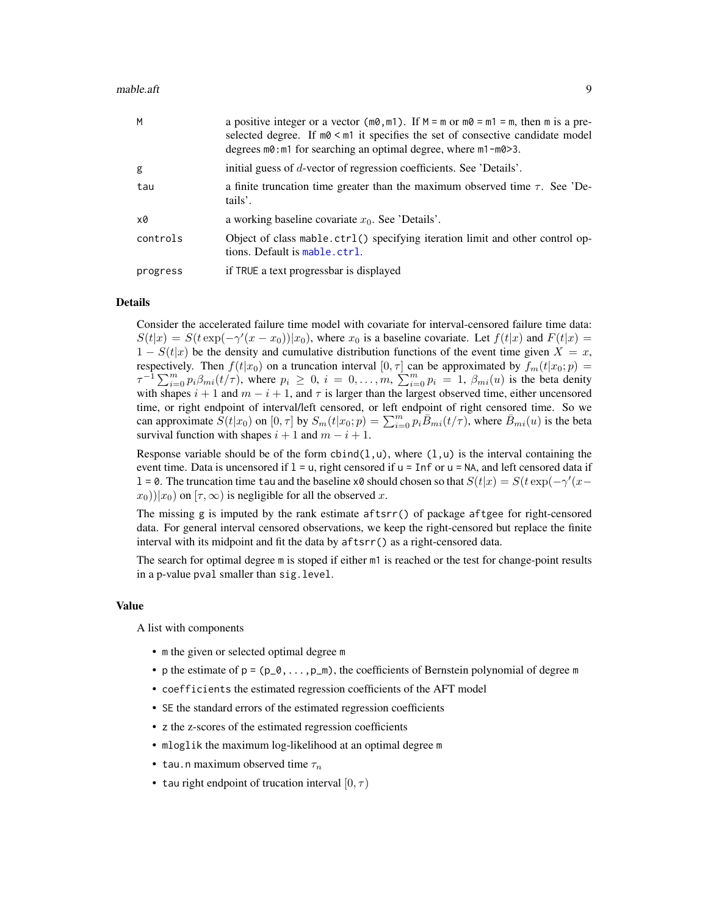| | |
|---|---|
| M | a positive integer or a vector `(m0,m1)`. If `M = m` or `m0 = m1 = m`, then `m` is a preselected degree. If `m0 < m1` it specifies the set of consective candidate model degrees `m0:m1` for searching an optimal degree, where `m1-m0>3`. |
| g | initial guess of $d$-vector of regression coefficients. See 'Details'. |
| tau | a finite truncation time greater than the maximum observed time $\tau$. See 'Details'. |
| x0 | a working baseline covariate $x_0$. See 'Details'. |
| controls | Object of class `mable.ctrl()` specifying iteration limit and other control options. Default is `mable.ctrl`. |
| progress | if `TRUE` a text progressbar is displayed |

## Details

Consider the accelerated failure time model with covariate for interval-censored failure time data: $S(t|x) = S(t\exp(-\gamma'(x - x_0))|x_0)$, where $x_0$ is a baseline covariate. Let $f(t|x)$ and $F(t|x) = 1 - S(t|x)$ be the density and cumulative distribution functions of the event time given $X = x$, respectively. Then $f(t|x_0)$ on a truncation interval $[0,\tau]$ can be approximated by $f_m(t|x_0;p) = \tau^{-1}\sum_{i=0}^m p_i\beta_{mi}(t/\tau)$, where $p_i \ge 0$, $i = 0,\ldots,m$, $\sum_{i=0}^m p_i = 1$, $\beta_{mi}(u)$ is the beta denity with shapes $i+1$ and $m-i+1$, and $\tau$ is larger than the largest observed time, either uncensored time, or right endpoint of interval/left censored, or left endpoint of right censored time. So we can approximate $S(t|x_0)$ on $[0,\tau]$ by $S_m(t|x_0;p) = \sum_{i=0}^m p_i\bar B_{mi}(t/\tau)$, where $\bar B_{mi}(u)$ is the beta survival function with shapes $i+1$ and $m-i+1$.

Response variable should be of the form `cbind(l,u)`, where `(l,u)` is the interval containing the event time. Data is uncensored if `l = u`, right censored if `u = Inf` or `u = NA`, and left censored data if `l = 0`. The truncation time `tau` and the baseline `x0` should chosen so that $S(t|x) = S(t\exp(-\gamma'(x - x_0))|x_0)$ on $[\tau,\infty)$ is negligible for all the observed $x$.

The missing `g` is imputed by the rank estimate `aftsrr()` of package `aftgee` for right-censored data. For general interval censored observations, we keep the right-censored but replace the finite interval with its midpoint and fit the data by `aftsrr()` as a right-censored data.

The search for optimal degree `m` is stoped if either `m1` is reached or the test for change-point results in a p-value `pval` smaller than `sig.level`.

## Value

A list with components

- `m` the given or selected optimal degree `m`
- `p` the estimate of `p = (p_0,...,p_m)`, the coefficients of Bernstein polynomial of degree `m`
- `coefficients` the estimated regression coefficients of the AFT model
- `SE` the standard errors of the estimated regression coefficients
- `z` the z-scores of the estimated regression coefficients
- `mloglik` the maximum log-likelihood at an optimal degree `m`
- `tau.n` maximum observed time $\tau_n$
- `tau` right endpoint of trucation interval $[0,\tau)$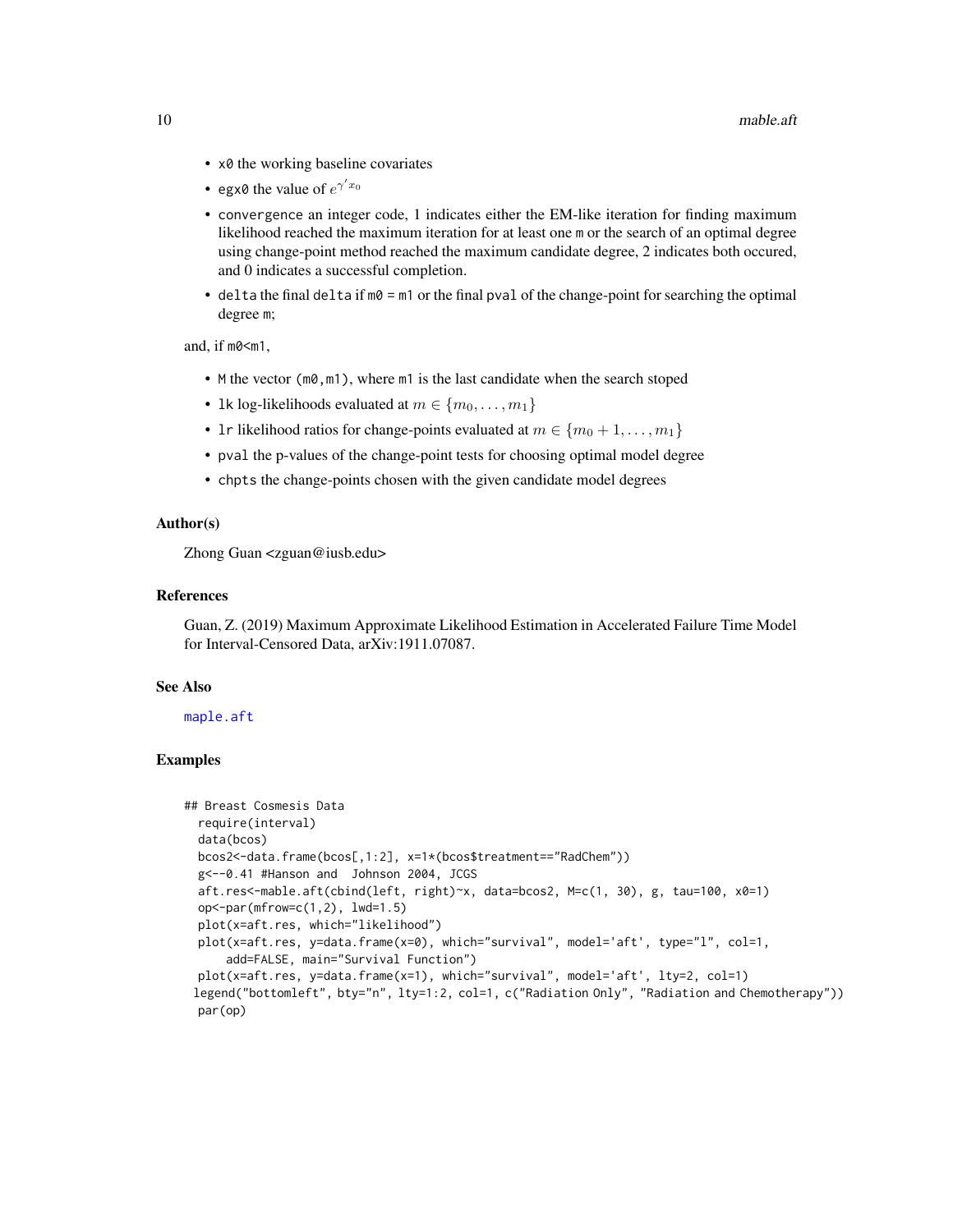- `x0` the working baseline covariates
- `egx0` the value of $e^{\gamma' x_0}$
- `convergence` an integer code, 1 indicates either the EM-like iteration for finding maximum likelihood reached the maximum iteration for at least one `m` or the search of an optimal degree using change-point method reached the maximum candidate degree, 2 indicates both occured, and 0 indicates a successful completion.
- `delta` the final `delta` if `m0 = m1` or the final `pval` of the change-point for searching the optimal degree `m`;

and, if `m0<m1`,

- `M` the vector `(m0,m1)`, where `m1` is the last candidate when the search stoped
- `lk` log-likelihoods evaluated at $m \in \{m_0, \ldots, m_1\}$
- `lr` likelihood ratios for change-points evaluated at $m \in \{m_0 + 1, \ldots, m_1\}$
- `pval` the p-values of the change-point tests for choosing optimal model degree
- `chpts` the change-points chosen with the given candidate model degrees

### Author(s)

Zhong Guan <zguan@iusb.edu>

### References

Guan, Z. (2019) Maximum Approximate Likelihood Estimation in Accelerated Failure Time Model for Interval-Censored Data, arXiv:1911.07087.

### See Also

maple.aft

### Examples

```
## Breast Cosmesis Data
  require(interval)
  data(bcos)
  bcos2<-data.frame(bcos[,1:2], x=1*(bcos$treatment=="RadChem"))
  g<--0.41 #Hanson and  Johnson 2004, JCGS
  aft.res<-mable.aft(cbind(left, right)~x, data=bcos2, M=c(1, 30), g, tau=100, x0=1)
  op<-par(mfrow=c(1,2), lwd=1.5)
  plot(x=aft.res, which="likelihood")
  plot(x=aft.res, y=data.frame(x=0), which="survival", model='aft', type="l", col=1,
      add=FALSE, main="Survival Function")
  plot(x=aft.res, y=data.frame(x=1), which="survival", model='aft', lty=2, col=1)
 legend("bottomleft", bty="n", lty=1:2, col=1, c("Radiation Only", "Radiation and Chemotherapy"))
  par(op)
```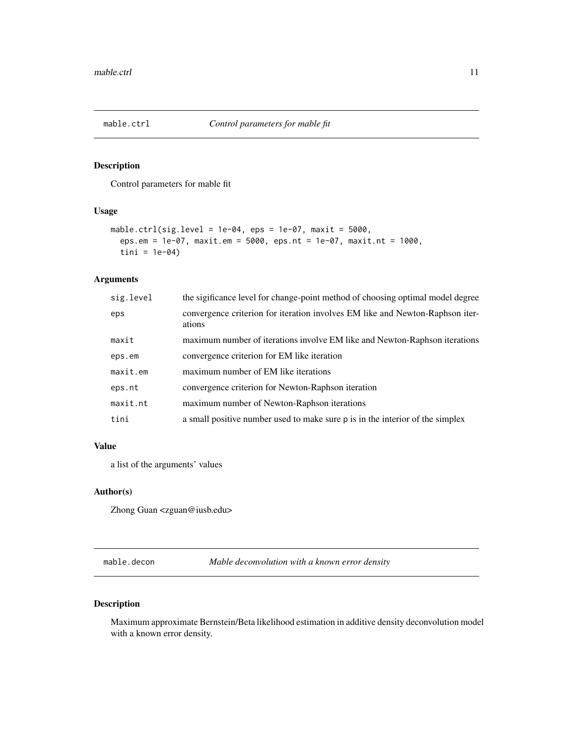## mable.ctrl — *Control parameters for mable fit*

### Description

Control parameters for mable fit

### Usage

```
mable.ctrl(sig.level = 1e-04, eps = 1e-07, maxit = 5000,
  eps.em = 1e-07, maxit.em = 5000, eps.nt = 1e-07, maxit.nt = 1000,
  tini = 1e-04)
```

### Arguments

| | |
|---|---|
| sig.level | the sigificance level for change-point method of choosing optimal model degree |
| eps | convergence criterion for iteration involves EM like and Newton-Raphson iterations |
| maxit | maximum number of iterations involve EM like and Newton-Raphson iterations |
| eps.em | convergence criterion for EM like iteration |
| maxit.em | maximum number of EM like iterations |
| eps.nt | convergence criterion for Newton-Raphson iteration |
| maxit.nt | maximum number of Newton-Raphson iterations |
| tini | a small positive number used to make sure p is in the interior of the simplex |

### Value

a list of the arguments' values

### Author(s)

Zhong Guan <zguan@iusb.edu>

## mable.decon — *Mable deconvolution with a known error density*

### Description

Maximum approximate Bernstein/Beta likelihood estimation in additive density deconvolution model with a known error density.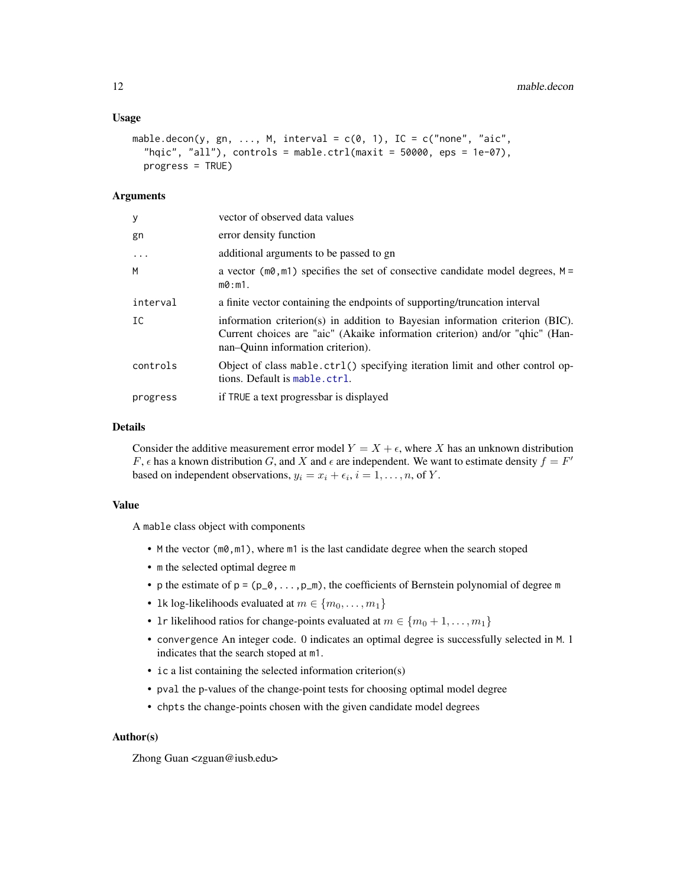### Usage

```
mable.decon(y, gn, ..., M, interval = c(0, 1), IC = c("none", "aic",
  "hqic", "all"), controls = mable.ctrl(maxit = 50000, eps = 1e-07),
  progress = TRUE)
```

### Arguments

| | |
|---|---|
| y | vector of observed data values |
| gn | error density function |
| ... | additional arguments to be passed to gn |
| M | a vector (m0,m1) specifies the set of consective candidate model degrees, M = m0:m1. |
| interval | a finite vector containing the endpoints of supporting/truncation interval |
| IC | information criterion(s) in addition to Bayesian information criterion (BIC). Current choices are "aic" (Akaike information criterion) and/or "qhic" (Hannan–Quinn information criterion). |
| controls | Object of class mable.ctrl() specifying iteration limit and other control options. Default is mable.ctrl. |
| progress | if TRUE a text progressbar is displayed |

### Details

Consider the additive measurement error model $Y = X + \epsilon$, where $X$ has an unknown distribution $F$, $\epsilon$ has a known distribution $G$, and $X$ and $\epsilon$ are independent. We want to estimate density $f = F'$ based on independent observations, $y_i = x_i + \epsilon_i$, $i = 1, \ldots, n$, of $Y$.

### Value

A mable class object with components

- M the vector (m0,m1), where m1 is the last candidate degree when the search stoped
- m the selected optimal degree m
- p the estimate of p = (p_0,...,p_m), the coefficients of Bernstein polynomial of degree m
- lk log-likelihoods evaluated at $m \in \{m_0, \ldots, m_1\}$
- lr likelihood ratios for change-points evaluated at $m \in \{m_0 + 1, \ldots, m_1\}$
- convergence An integer code. 0 indicates an optimal degree is successfully selected in M. 1 indicates that the search stoped at m1.
- ic a list containing the selected information criterion(s)
- pval the p-values of the change-point tests for choosing optimal model degree
- chpts the change-points chosen with the given candidate model degrees

### Author(s)

Zhong Guan <zguan@iusb.edu>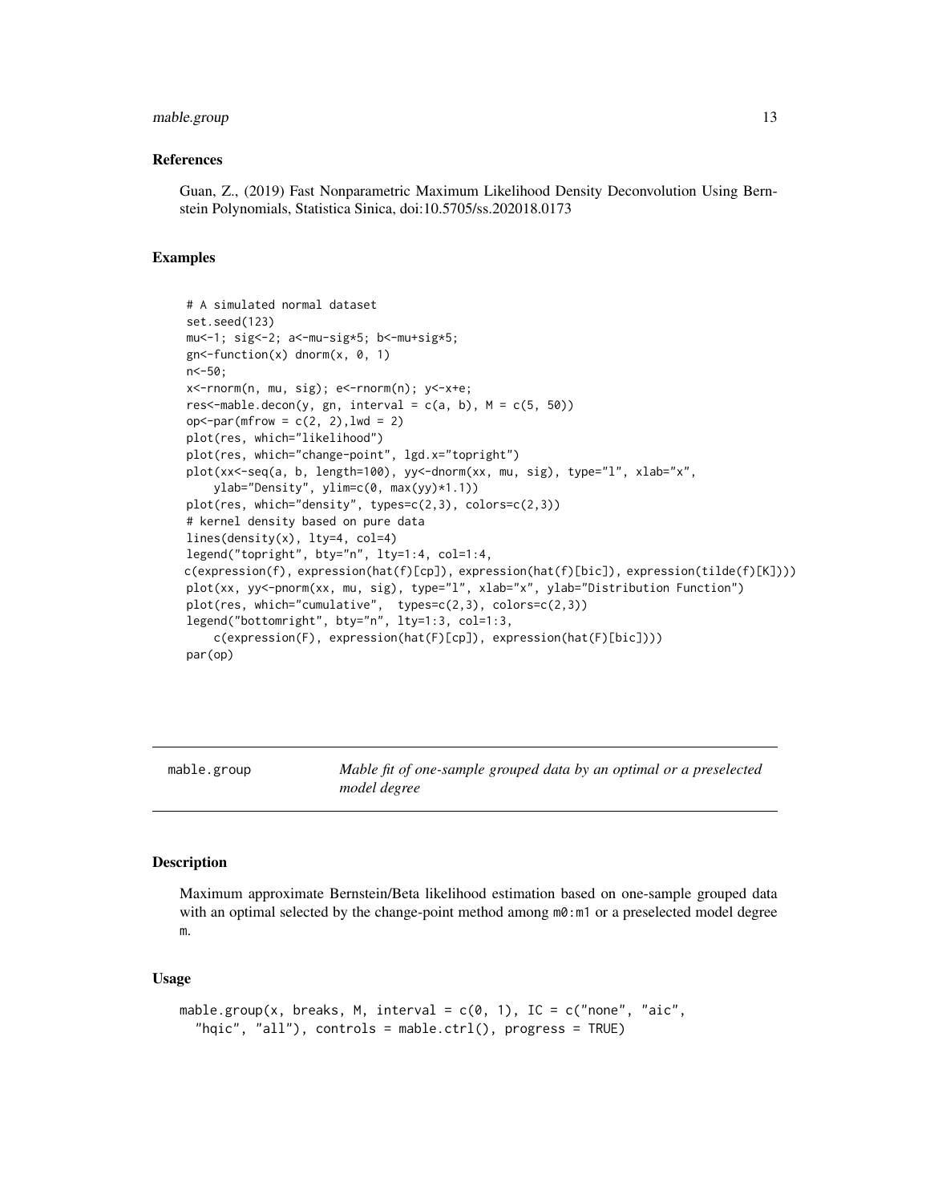### References

Guan, Z., (2019) Fast Nonparametric Maximum Likelihood Density Deconvolution Using Bernstein Polynomials, Statistica Sinica, doi:10.5705/ss.202018.0173

### Examples

```
# A simulated normal dataset
set.seed(123)
mu<-1; sig<-2; a<-mu-sig*5; b<-mu+sig*5;
gn<-function(x) dnorm(x, 0, 1)
n<-50;
x<-rnorm(n, mu, sig); e<-rnorm(n); y<-x+e;
res<-mable.decon(y, gn, interval = c(a, b), M = c(5, 50))
op<-par(mfrow = c(2, 2),lwd = 2)
plot(res, which="likelihood")
plot(res, which="change-point", lgd.x="topright")
plot(xx<-seq(a, b, length=100), yy<-dnorm(xx, mu, sig), type="l", xlab="x",
    ylab="Density", ylim=c(0, max(yy)*1.1))
plot(res, which="density", types=c(2,3), colors=c(2,3))
# kernel density based on pure data
lines(density(x), lty=4, col=4)
legend("topright", bty="n", lty=1:4, col=1:4,
c(expression(f), expression(hat(f)[cp]), expression(hat(f)[bic]), expression(tilde(f)[K])))
plot(xx, yy<-pnorm(xx, mu, sig), type="l", xlab="x", ylab="Distribution Function")
plot(res, which="cumulative",  types=c(2,3), colors=c(2,3))
legend("bottomright", bty="n", lty=1:3, col=1:3,
    c(expression(F), expression(hat(F)[cp]), expression(hat(F)[bic])))
par(op)
```

## mable.group — *Mable fit of one-sample grouped data by an optimal or a preselected model degree*

### Description

Maximum approximate Bernstein/Beta likelihood estimation based on one-sample grouped data with an optimal selected by the change-point method among `m0:m1` or a preselected model degree `m`.

### Usage

```
mable.group(x, breaks, M, interval = c(0, 1), IC = c("none", "aic",
  "hqic", "all"), controls = mable.ctrl(), progress = TRUE)
```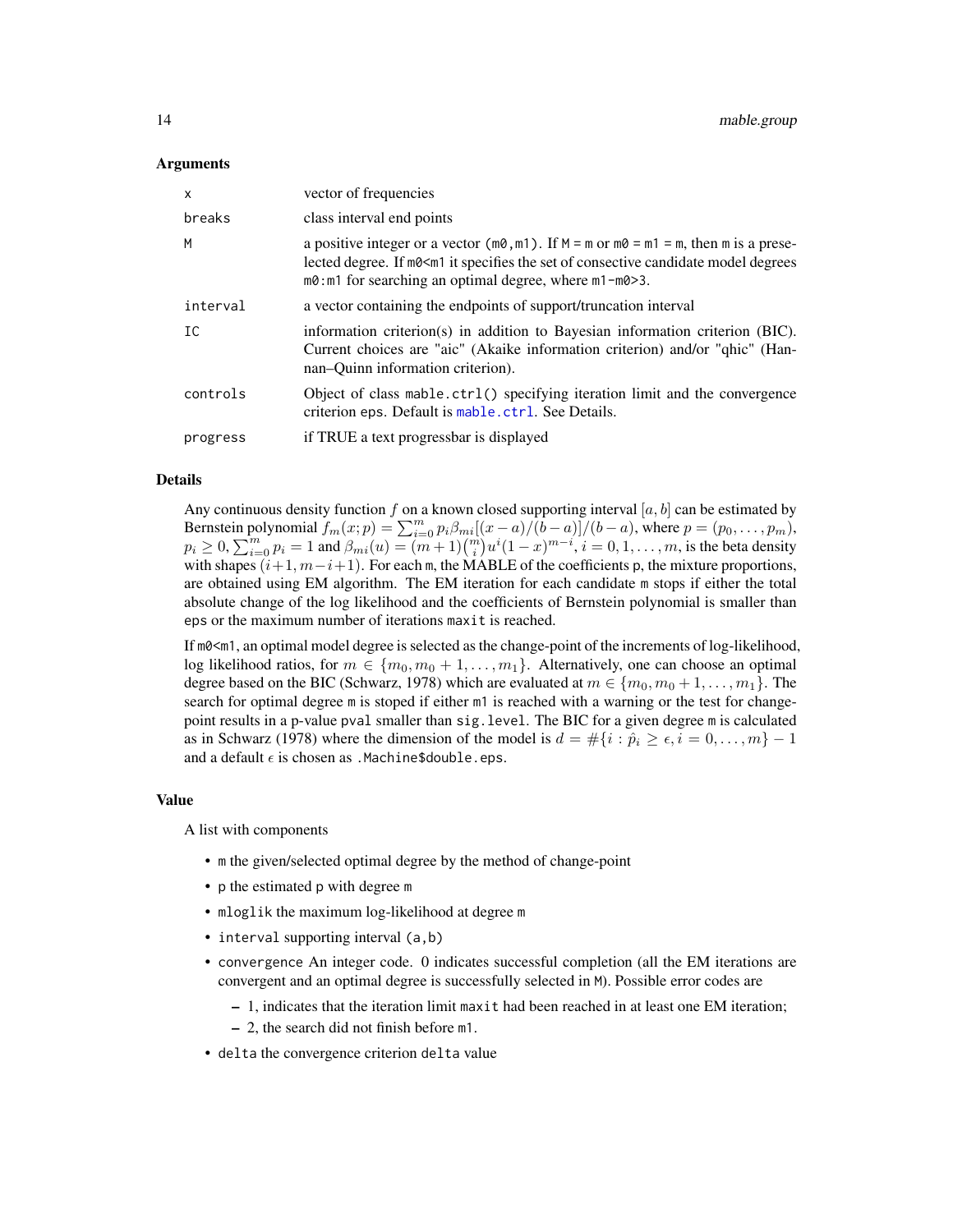### Arguments

| | |
|---|---|
| `x` | vector of frequencies |
| `breaks` | class interval end points |
| `M` | a positive integer or a vector `(m0,m1)`. If `M = m` or `m0 = m1 = m`, then `m` is a preselected degree. If `m0<m1` it specifies the set of consective candidate model degrees `m0:m1` for searching an optimal degree, where `m1-m0>3`. |
| `interval` | a vector containing the endpoints of support/truncation interval |
| `IC` | information criterion(s) in addition to Bayesian information criterion (BIC). Current choices are "aic" (Akaike information criterion) and/or "qhic" (Hannan–Quinn information criterion). |
| `controls` | Object of class `mable.ctrl()` specifying iteration limit and the convergence criterion `eps`. Default is `mable.ctrl`. See Details. |
| `progress` | if TRUE a text progressbar is displayed |

### Details

Any continuous density function $f$ on a known closed supporting interval $[a, b]$ can be estimated by Bernstein polynomial $f_m(x; p) = \sum_{i=0}^m p_i \beta_{mi}[(x-a)/(b-a)]/(b-a)$, where $p = (p_0, \ldots, p_m)$, $p_i \ge 0, \sum_{i=0}^m p_i = 1$ and $\beta_{mi}(u) = (m+1)\binom{m}{i} u^i (1-x)^{m-i}$, $i = 0, 1, \ldots, m$, is the beta density with shapes $(i+1, m-i+1)$. For each `m`, the MABLE of the coefficients `p`, the mixture proportions, are obtained using EM algorithm. The EM iteration for each candidate `m` stops if either the total absolute change of the log likelihood and the coefficients of Bernstein polynomial is smaller than `eps` or the maximum number of iterations `maxit` is reached.

If `m0<m1`, an optimal model degree is selected as the change-point of the increments of log-likelihood, log likelihood ratios, for $m \in \{m_0, m_0+1, \ldots, m_1\}$. Alternatively, one can choose an optimal degree based on the BIC (Schwarz, 1978) which are evaluated at $m \in \{m_0, m_0+1, \ldots, m_1\}$. The search for optimal degree `m` is stoped if either `m1` is reached with a warning or the test for change-point results in a p-value `pval` smaller than `sig.level`. The BIC for a given degree `m` is calculated as in Schwarz (1978) where the dimension of the model is $d = \#\{i : \hat{p}_i \ge \epsilon, i = 0, \ldots, m\} - 1$ and a default $\epsilon$ is chosen as `.Machine$double.eps`.

### Value

A list with components

- `m` the given/selected optimal degree by the method of change-point
- `p` the estimated `p` with degree `m`
- `mloglik` the maximum log-likelihood at degree `m`
- `interval` supporting interval `(a,b)`
- `convergence` An integer code. 0 indicates successful completion (all the EM iterations are convergent and an optimal degree is successfully selected in `M`). Possible error codes are
  - 1, indicates that the iteration limit `maxit` had been reached in at least one EM iteration;
  - 2, the search did not finish before `m1`.
- `delta` the convergence criterion `delta` value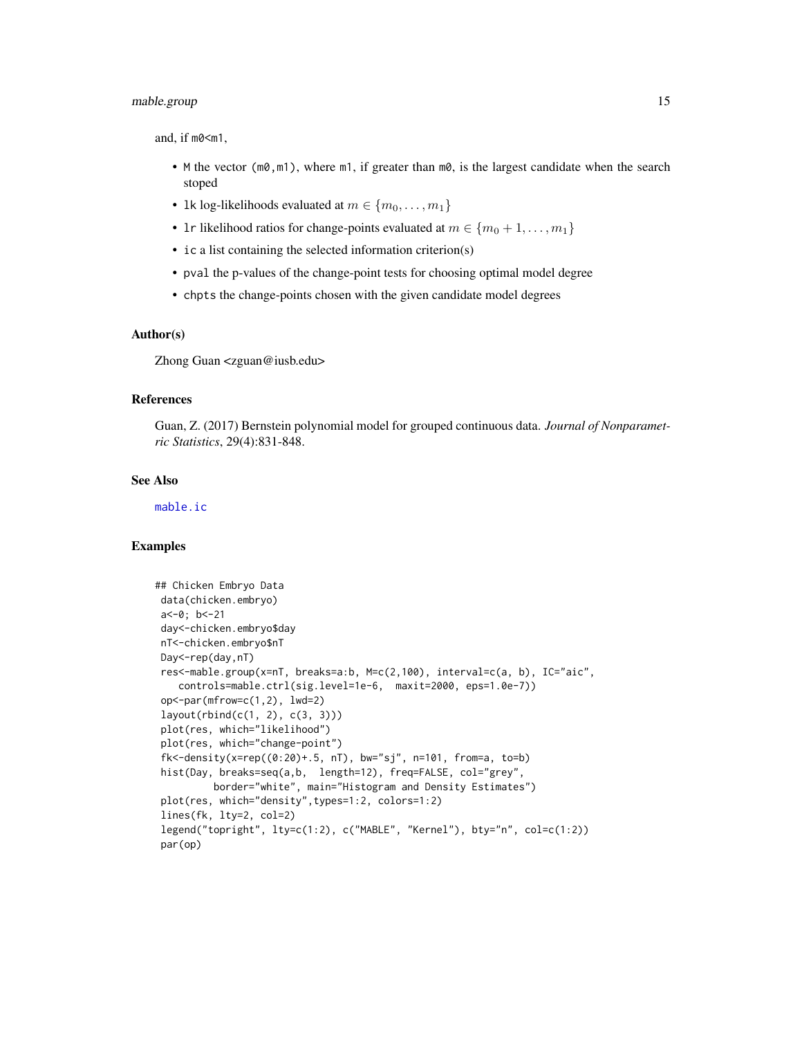and, if `m0<m1`,

- `M` the vector `(m0,m1)`, where `m1`, if greater than `m0`, is the largest candidate when the search stoped
- `lk` log-likelihoods evaluated at $m \in \{m_0, \ldots, m_1\}$
- `lr` likelihood ratios for change-points evaluated at $m \in \{m_0 + 1, \ldots, m_1\}$
- `ic` a list containing the selected information criterion(s)
- `pval` the p-values of the change-point tests for choosing optimal model degree
- `chpts` the change-points chosen with the given candidate model degrees

## Author(s)

Zhong Guan <zguan@iusb.edu>

## References

Guan, Z. (2017) Bernstein polynomial model for grouped continuous data. *Journal of Nonparametric Statistics*, 29(4):831-848.

## See Also

`mable.ic`

## Examples

```
## Chicken Embryo Data
 data(chicken.embryo)
 a<-0; b<-21
 day<-chicken.embryo$day
 nT<-chicken.embryo$nT
 Day<-rep(day,nT)
 res<-mable.group(x=nT, breaks=a:b, M=c(2,100), interval=c(a, b), IC="aic",
    controls=mable.ctrl(sig.level=1e-6,  maxit=2000, eps=1.0e-7))
 op<-par(mfrow=c(1,2), lwd=2)
 layout(rbind(c(1, 2), c(3, 3)))
 plot(res, which="likelihood")
 plot(res, which="change-point")
 fk<-density(x=rep((0:20)+.5, nT), bw="sj", n=101, from=a, to=b)
 hist(Day, breaks=seq(a,b,  length=12), freq=FALSE, col="grey",
          border="white", main="Histogram and Density Estimates")
 plot(res, which="density",types=1:2, colors=1:2)
 lines(fk, lty=2, col=2)
 legend("topright", lty=c(1:2), c("MABLE", "Kernel"), bty="n", col=c(1:2))
 par(op)
```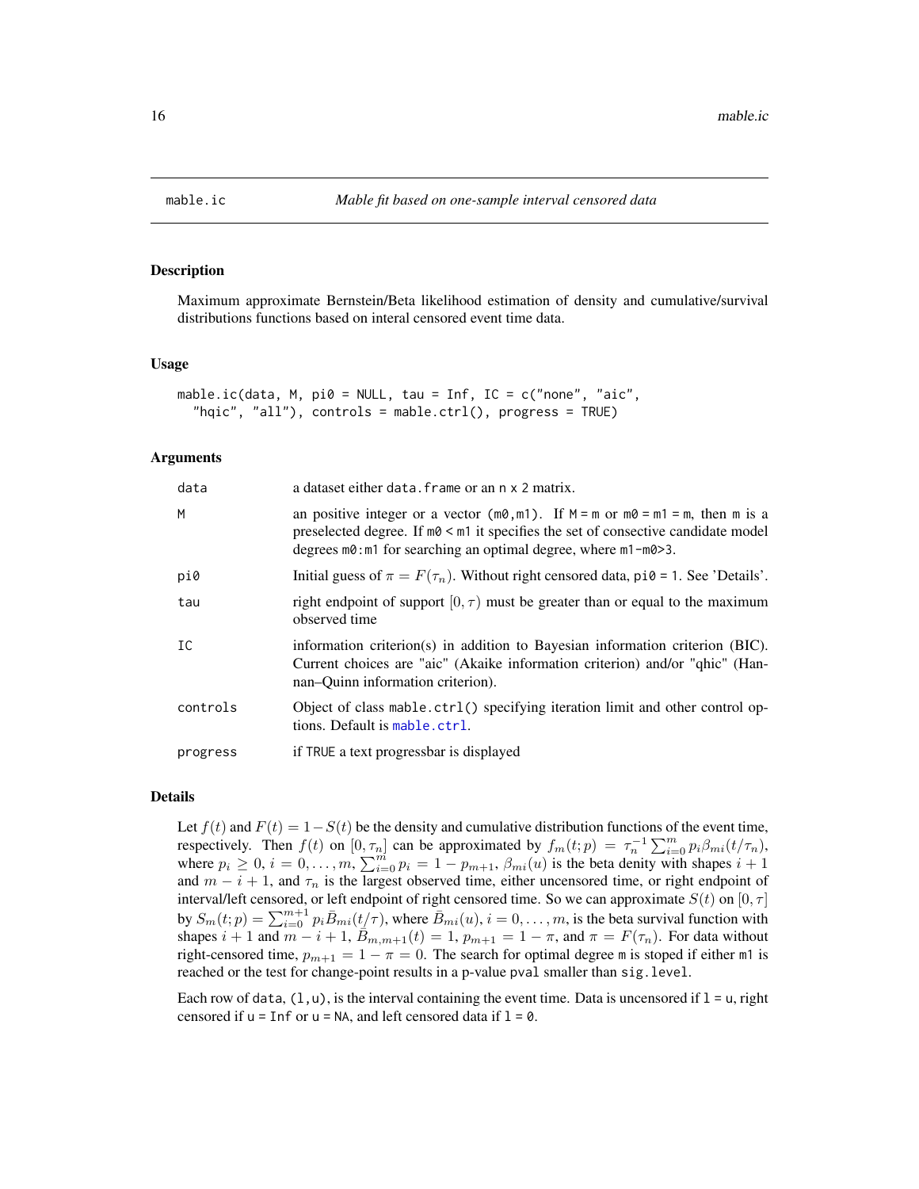mable.ic — *Mable fit based on one-sample interval censored data*

## Description

Maximum approximate Bernstein/Beta likelihood estimation of density and cumulative/survival distributions functions based on interal censored event time data.

## Usage

```
mable.ic(data, M, pi0 = NULL, tau = Inf, IC = c("none", "aic",
  "hqic", "all"), controls = mable.ctrl(), progress = TRUE)
```

## Arguments

| | |
|---|---|
| `data` | a dataset either `data.frame` or an `n x 2` matrix. |
| `M` | an positive integer or a vector `(m0,m1)`. If `M = m` or `m0 = m1 = m`, then `m` is a preselected degree. If `m0 < m1` it specifies the set of consective candidate model degrees `m0:m1` for searching an optimal degree, where `m1-m0>3`. |
| `pi0` | Initial guess of $\pi = F(\tau_n)$. Without right censored data, `pi0 = 1`. See 'Details'. |
| `tau` | right endpoint of support $[0, \tau)$ must be greater than or equal to the maximum observed time |
| `IC` | information criterion(s) in addition to Bayesian information criterion (BIC). Current choices are "aic" (Akaike information criterion) and/or "qhic" (Hannan–Quinn information criterion). |
| `controls` | Object of class `mable.ctrl()` specifying iteration limit and other control options. Default is `mable.ctrl`. |
| `progress` | if `TRUE` a text progressbar is displayed |

## Details

Let $f(t)$ and $F(t) = 1-S(t)$ be the density and cumulative distribution functions of the event time, respectively. Then $f(t)$ on $[0, \tau_n]$ can be approximated by $f_m(t;p) = \tau_n^{-1}\sum_{i=0}^{m} p_i\beta_{mi}(t/\tau_n)$, where $p_i \ge 0$, $i = 0, \ldots, m$, $\sum_{i=0}^{m} p_i = 1 - p_{m+1}$, $\beta_{mi}(u)$ is the beta denity with shapes $i+1$ and $m-i+1$, and $\tau_n$ is the largest observed time, either uncensored time, or right endpoint of interval/left censored, or left endpoint of right censored time. So we can approximate $S(t)$ on $[0, \tau]$ by $S_m(t;p) = \sum_{i=0}^{m+1} p_i\bar{B}_{mi}(t/\tau)$, where $\bar{B}_{mi}(u)$, $i = 0, \ldots, m$, is the beta survival function with shapes $i+1$ and $m-i+1$, $\bar{B}_{m,m+1}(t) = 1$, $p_{m+1} = 1-\pi$, and $\pi = F(\tau_n)$. For data without right-censored time, $p_{m+1} = 1-\pi = 0$. The search for optimal degree `m` is stoped if either `m1` is reached or the test for change-point results in a p-value `pval` smaller than `sig.level`.

Each row of `data`, `(l,u)`, is the interval containing the event time. Data is uncensored if `l = u`, right censored if `u = Inf` or `u = NA`, and left censored data if `l = 0`.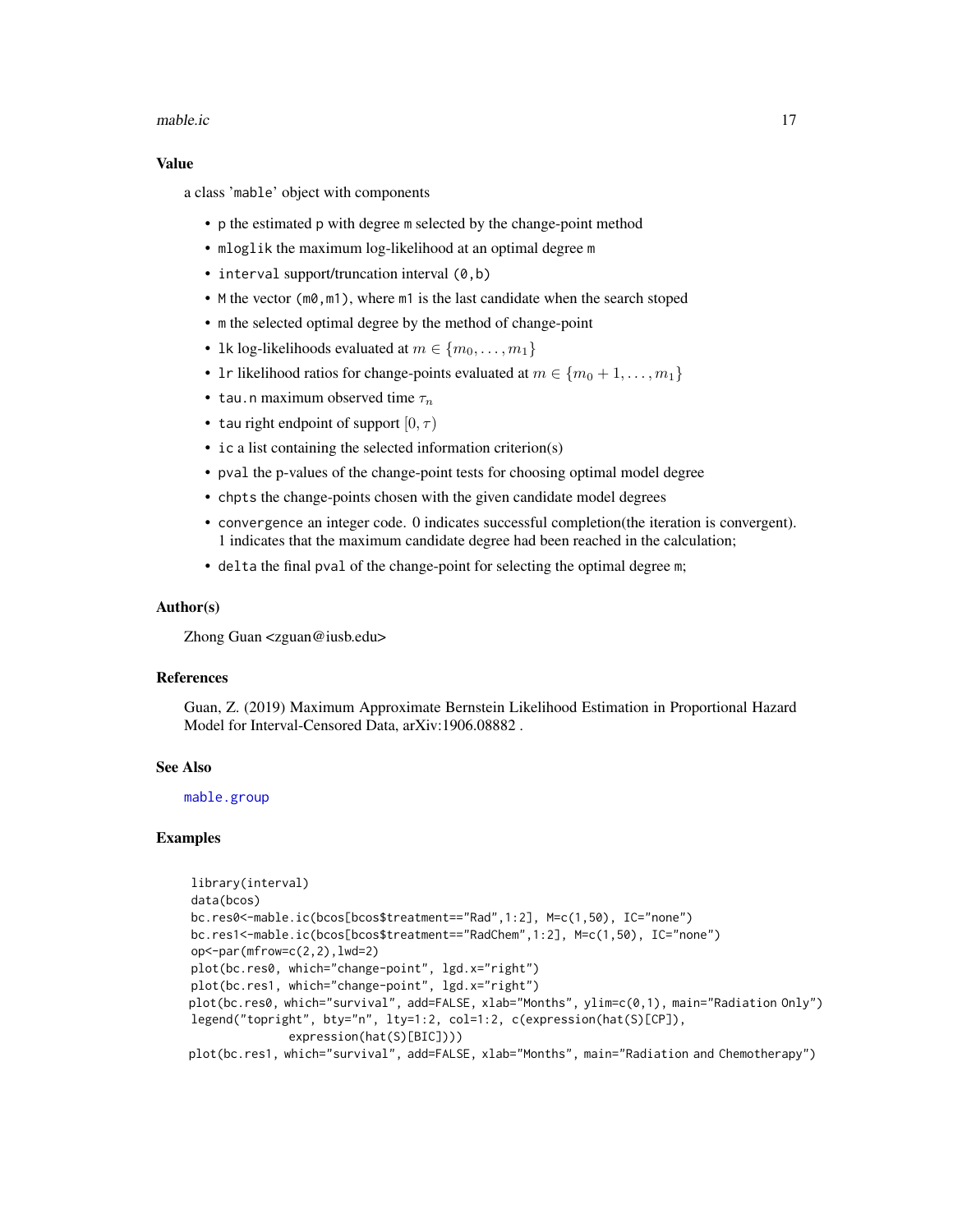### Value

a class 'mable' object with components

- p the estimated p with degree m selected by the change-point method
- mloglik the maximum log-likelihood at an optimal degree m
- interval support/truncation interval (0,b)
- M the vector (m0,m1), where m1 is the last candidate when the search stoped
- m the selected optimal degree by the method of change-point
- lk log-likelihoods evaluated at $m \in \{m_0, \ldots, m_1\}$
- lr likelihood ratios for change-points evaluated at $m \in \{m_0 + 1, \ldots, m_1\}$
- tau.n maximum observed time $\tau_n$
- tau right endpoint of support $[0, \tau)$
- ic a list containing the selected information criterion(s)
- pval the p-values of the change-point tests for choosing optimal model degree
- chpts the change-points chosen with the given candidate model degrees
- convergence an integer code. 0 indicates successful completion(the iteration is convergent). 1 indicates that the maximum candidate degree had been reached in the calculation;
- delta the final pval of the change-point for selecting the optimal degree m;

### Author(s)

Zhong Guan <zguan@iusb.edu>

### References

Guan, Z. (2019) Maximum Approximate Bernstein Likelihood Estimation in Proportional Hazard Model for Interval-Censored Data, arXiv:1906.08882 .

### See Also

mable.group

### Examples

```
library(interval)
data(bcos)
bc.res0<-mable.ic(bcos[bcos$treatment=="Rad",1:2], M=c(1,50), IC="none")
bc.res1<-mable.ic(bcos[bcos$treatment=="RadChem",1:2], M=c(1,50), IC="none")
op<-par(mfrow=c(2,2),lwd=2)
plot(bc.res0, which="change-point", lgd.x="right")
plot(bc.res1, which="change-point", lgd.x="right")
plot(bc.res0, which="survival", add=FALSE, xlab="Months", ylim=c(0,1), main="Radiation Only")
legend("topright", bty="n", lty=1:2, col=1:2, c(expression(hat(S)[CP]),
            expression(hat(S)[BIC])))
plot(bc.res1, which="survival", add=FALSE, xlab="Months", main="Radiation and Chemotherapy")
```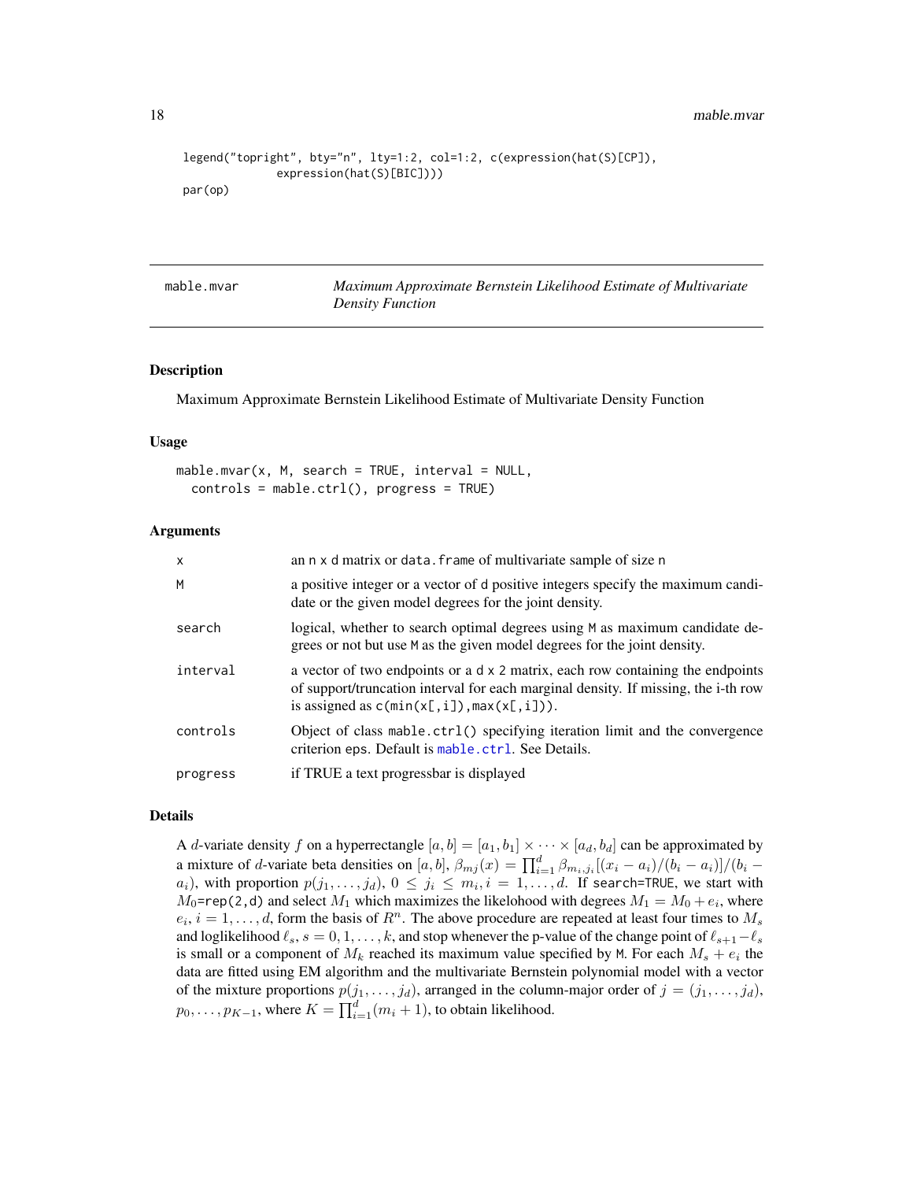```
legend("topright", bty="n", lty=1:2, col=1:2, c(expression(hat(S)[CP]),
            expression(hat(S)[BIC])))
par(op)
```

## mable.mvar — *Maximum Approximate Bernstein Likelihood Estimate of Multivariate Density Function*

### Description

Maximum Approximate Bernstein Likelihood Estimate of Multivariate Density Function

### Usage

```
mable.mvar(x, M, search = TRUE, interval = NULL,
  controls = mable.ctrl(), progress = TRUE)
```

### Arguments

| | |
|---|---|
| x | an n x d matrix or data.frame of multivariate sample of size n |
| M | a positive integer or a vector of d positive integers specify the maximum candidate or the given model degrees for the joint density. |
| search | logical, whether to search optimal degrees using M as maximum candidate degrees or not but use M as the given model degrees for the joint density. |
| interval | a vector of two endpoints or a d x 2 matrix, each row containing the endpoints of support/truncation interval for each marginal density. If missing, the i-th row is assigned as c(min(x[,i]),max(x[,i])). |
| controls | Object of class mable.ctrl() specifying iteration limit and the convergence criterion eps. Default is mable.ctrl. See Details. |
| progress | if TRUE a text progressbar is displayed |

### Details

A $d$-variate density $f$ on a hyperrectangle $[a, b] = [a_1, b_1] \times \cdots \times [a_d, b_d]$ can be approximated by a mixture of $d$-variate beta densities on $[a, b]$, $\beta_{mj}(x) = \prod_{i=1}^{d} \beta_{m_i,j_i}[(x_i - a_i)/(b_i - a_i)]/(b_i - a_i)$, with proportion $p(j_1, \ldots, j_d)$, $0 \le j_i \le m_i, i = 1, \ldots, d$. If search=TRUE, we start with $M_0$=rep(2,d) and select $M_1$ which maximizes the likelohood with degrees $M_1 = M_0 + e_i$, where $e_i$, $i = 1, \ldots, d$, form the basis of $R^n$. The above procedure are repeated at least four times to $M_s$ and loglikelihood $\ell_s$, $s = 0, 1, \ldots, k$, and stop whenever the p-value of the change point of $\ell_{s+1} - \ell_s$ is small or a component of $M_k$ reached its maximum value specified by M. For each $M_s + e_i$ the data are fitted using EM algorithm and the multivariate Bernstein polynomial model with a vector of the mixture proportions $p(j_1, \ldots, j_d)$, arranged in the column-major order of $j = (j_1, \ldots, j_d)$, $p_0, \ldots, p_{K-1}$, where $K = \prod_{i=1}^{d}(m_i + 1)$, to obtain likelihood.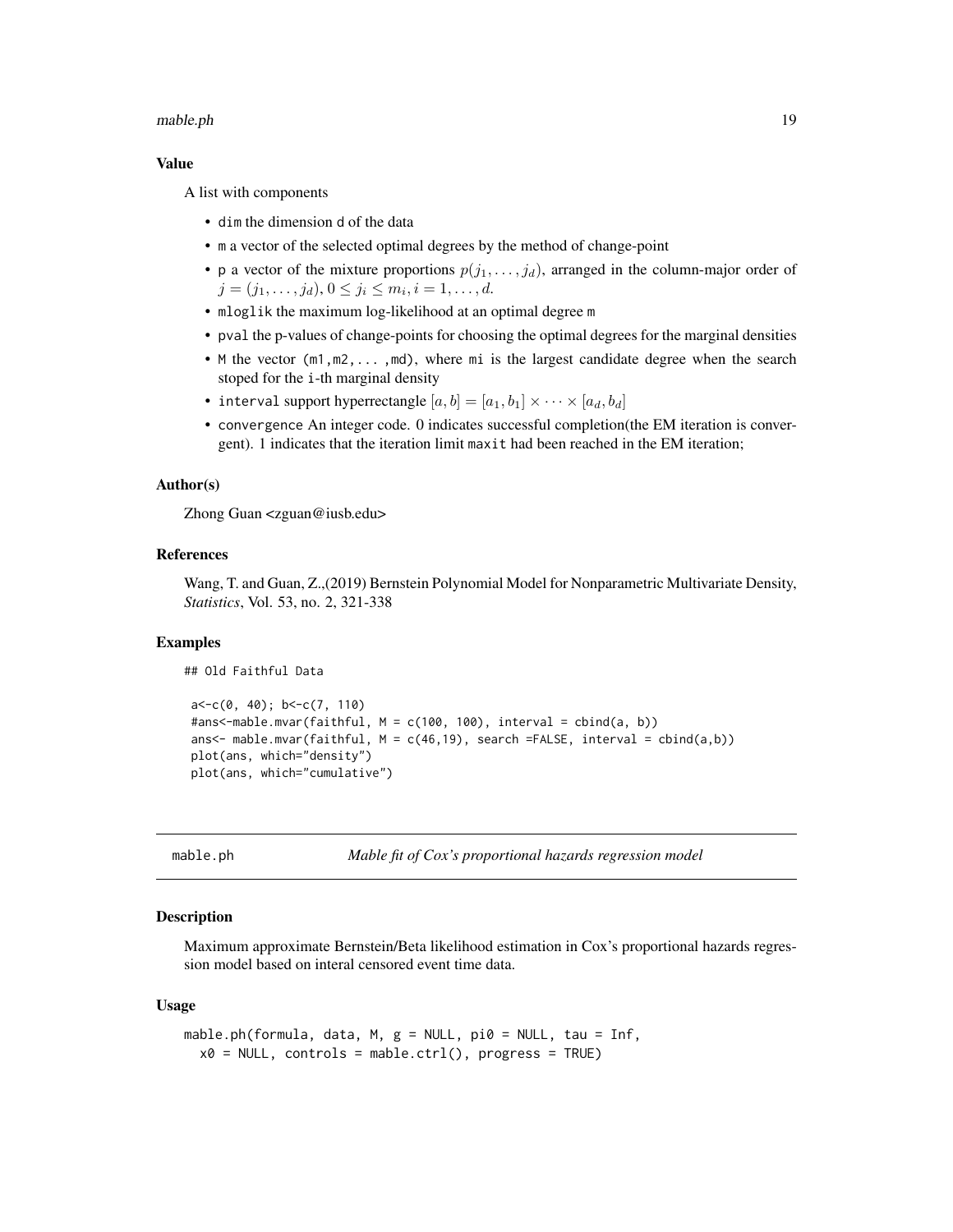### Value

A list with components

- `dim` the dimension `d` of the data
- `m` a vector of the selected optimal degrees by the method of change-point
- `p` a vector of the mixture proportions $p(j_1, \ldots, j_d)$, arranged in the column-major order of $j = (j_1, \ldots, j_d)$, $0 \le j_i \le m_i, i = 1, \ldots, d$.
- `mloglik` the maximum log-likelihood at an optimal degree `m`
- `pval` the p-values of change-points for choosing the optimal degrees for the marginal densities
- `M` the vector `(m1,m2,... ,md)`, where `mi` is the largest candidate degree when the search stoped for the `i`-th marginal density
- `interval` support hyperrectangle $[a, b] = [a_1, b_1] \times \cdots \times [a_d, b_d]$
- `convergence` An integer code. 0 indicates successful completion(the EM iteration is convergent). 1 indicates that the iteration limit `maxit` had been reached in the EM iteration;

### Author(s)

Zhong Guan <zguan@iusb.edu>

### References

Wang, T. and Guan, Z.,(2019) Bernstein Polynomial Model for Nonparametric Multivariate Density, *Statistics*, Vol. 53, no. 2, 321-338

### Examples

```
## Old Faithful Data

 a<-c(0, 40); b<-c(7, 110)
 #ans<-mable.mvar(faithful, M = c(100, 100), interval = cbind(a, b))
 ans<- mable.mvar(faithful, M = c(46,19), search =FALSE, interval = cbind(a,b))
 plot(ans, which="density")
 plot(ans, which="cumulative")
```

---

## mable.ph *Mable fit of Cox's proportional hazards regression model*

### Description

Maximum approximate Bernstein/Beta likelihood estimation in Cox's proportional hazards regression model based on interal censored event time data.

### Usage

```
mable.ph(formula, data, M, g = NULL, pi0 = NULL, tau = Inf,
  x0 = NULL, controls = mable.ctrl(), progress = TRUE)
```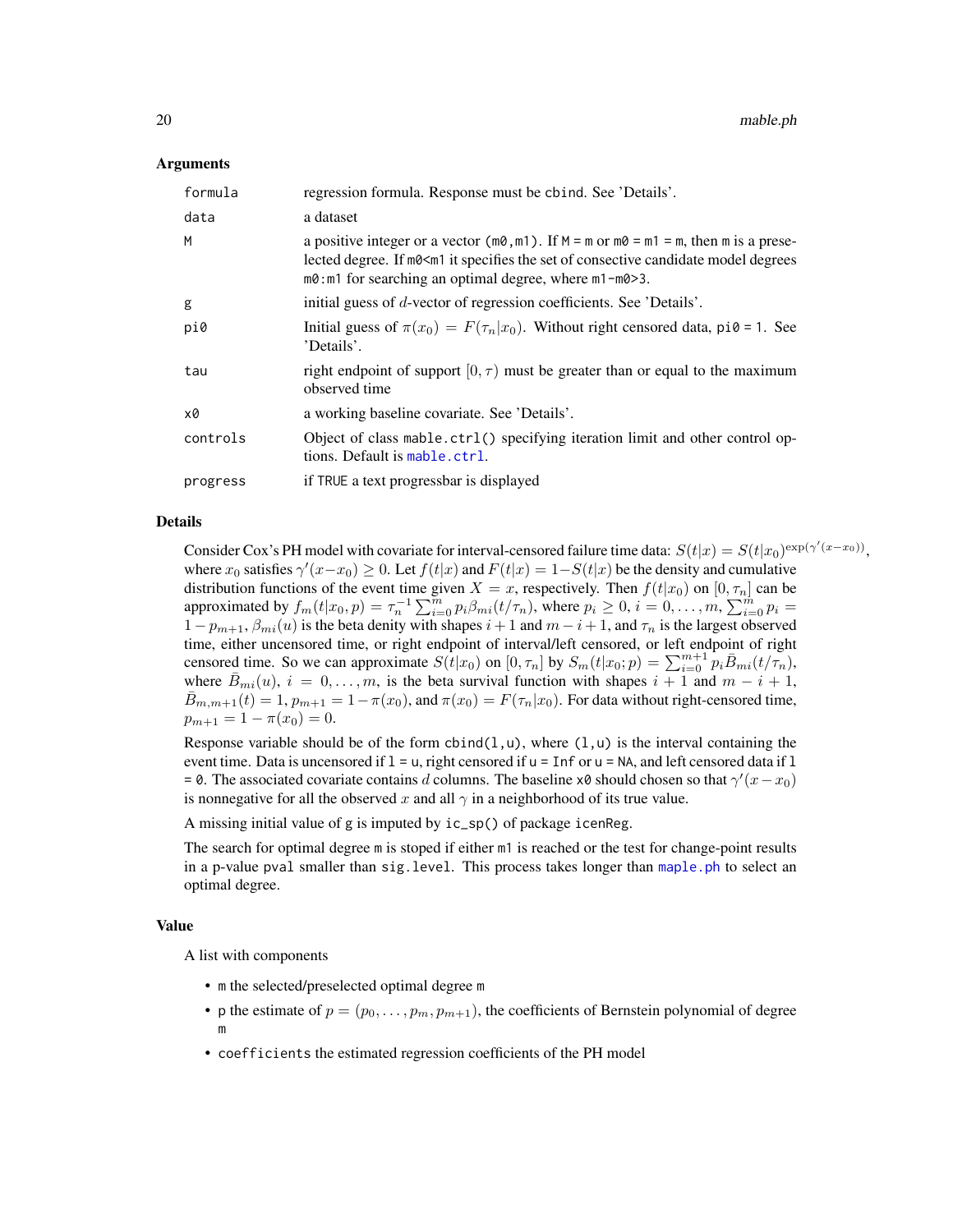## Arguments

| | |
|---|---|
| formula | regression formula. Response must be `cbind`. See 'Details'. |
| data | a dataset |
| M | a positive integer or a vector `(m0,m1)`. If `M = m` or `m0 = m1 = m`, then `m` is a preselected degree. If `m0<m1` it specifies the set of consecutive candidate model degrees `m0:m1` for searching an optimal degree, where `m1-m0>3`. |
| g | initial guess of $d$-vector of regression coefficients. See 'Details'. |
| pi0 | Initial guess of $\pi(x_0) = F(\tau_n\|x_0)$. Without right censored data, `pi0 = 1`. See 'Details'. |
| tau | right endpoint of support $[0, \tau)$ must be greater than or equal to the maximum observed time |
| x0 | a working baseline covariate. See 'Details'. |
| controls | Object of class `mable.ctrl()` specifying iteration limit and other control options. Default is `mable.ctrl`. |
| progress | if `TRUE` a text progressbar is displayed |

## Details

Consider Cox's PH model with covariate for interval-censored failure time data: $S(t|x) = S(t|x_0)^{\exp(\gamma'(x-x_0))}$, where $x_0$ satisfies $\gamma'(x-x_0) \ge 0$. Let $f(t|x)$ and $F(t|x) = 1-S(t|x)$ be the density and cumulative distribution functions of the event time given $X = x$, respectively. Then $f(t|x_0)$ on $[0, \tau_n]$ can be approximated by $f_m(t|x_0, p) = \tau_n^{-1} \sum_{i=0}^{m} p_i \beta_{mi}(t/\tau_n)$, where $p_i \ge 0$, $i = 0, \ldots, m$, $\sum_{i=0}^{m} p_i = 1 - p_{m+1}$, $\beta_{mi}(u)$ is the beta denity with shapes $i+1$ and $m-i+1$, and $\tau_n$ is the largest observed time, either uncensored time, or right endpoint of interval/left censored, or left endpoint of right censored time. So we can approximate $S(t|x_0)$ on $[0, \tau_n]$ by $S_m(t|x_0; p) = \sum_{i=0}^{m+1} p_i \bar{B}_{mi}(t/\tau_n)$, where $\bar{B}_{mi}(u)$, $i = 0, \ldots, m$, is the beta survival function with shapes $i+1$ and $m-i+1$, $\bar{B}_{m,m+1}(t) = 1$, $p_{m+1} = 1-\pi(x_0)$, and $\pi(x_0) = F(\tau_n|x_0)$. For data without right-censored time, $p_{m+1} = 1-\pi(x_0) = 0$.

Response variable should be of the form `cbind(l,u)`, where `(l,u)` is the interval containing the event time. Data is uncensored if `l = u`, right censored if `u = Inf` or `u = NA`, and left censored data if `l = 0`. The associated covariate contains $d$ columns. The baseline `x0` should chosen so that $\gamma'(x-x_0)$ is nonnegative for all the observed $x$ and all $\gamma$ in a neighborhood of its true value.

A missing initial value of `g` is imputed by `ic_sp()` of package `icenReg`.

The search for optimal degree `m` is stoped if either `m1` is reached or the test for change-point results in a p-value `pval` smaller than `sig.level`. This process takes longer than `maple.ph` to select an optimal degree.

## Value

A list with components

- `m` the selected/preselected optimal degree `m`
- `p` the estimate of $p = (p_0, \ldots, p_m, p_{m+1})$, the coefficients of Bernstein polynomial of degree `m`
- `coefficients` the estimated regression coefficients of the PH model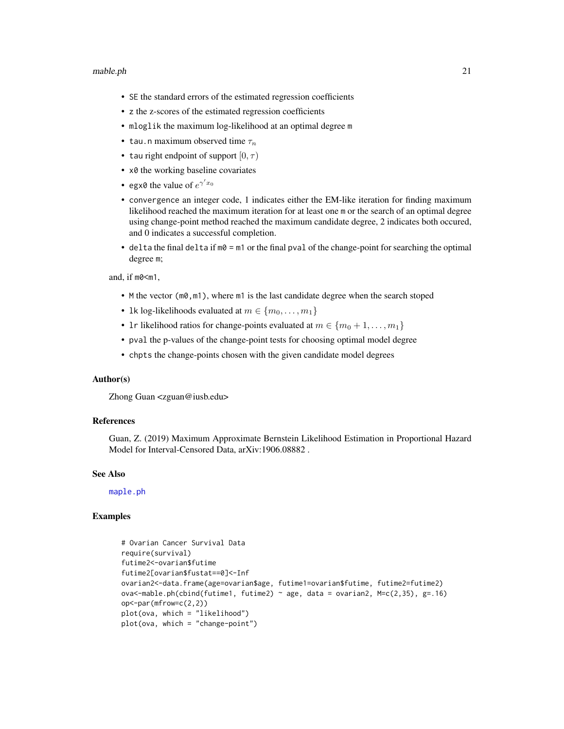- `SE` the standard errors of the estimated regression coefficients
- `z` the z-scores of the estimated regression coefficients
- `mloglik` the maximum log-likelihood at an optimal degree `m`
- `tau.n` maximum observed time $\tau_n$
- `tau` right endpoint of support $[0, \tau)$
- `x0` the working baseline covariates
- `egx0` the value of $e^{\gamma' x_0}$
- `convergence` an integer code, 1 indicates either the EM-like iteration for finding maximum likelihood reached the maximum iteration for at least one `m` or the search of an optimal degree using change-point method reached the maximum candidate degree, 2 indicates both occured, and 0 indicates a successful completion.
- `delta` the final `delta` if `m0 = m1` or the final `pval` of the change-point for searching the optimal degree `m`;

and, if `m0<m1`,

- `M` the vector `(m0,m1)`, where `m1` is the last candidate degree when the search stoped
- `lk` log-likelihoods evaluated at $m \in \{m_0, \ldots, m_1\}$
- `lr` likelihood ratios for change-points evaluated at $m \in \{m_0 + 1, \ldots, m_1\}$
- `pval` the p-values of the change-point tests for choosing optimal model degree
- `chpts` the change-points chosen with the given candidate model degrees

### Author(s)

Zhong Guan <zguan@iusb.edu>

### References

Guan, Z. (2019) Maximum Approximate Bernstein Likelihood Estimation in Proportional Hazard Model for Interval-Censored Data, arXiv:1906.08882 .

### See Also

`maple.ph`

### Examples

```
# Ovarian Cancer Survival Data
require(survival)
futime2<-ovarian$futime
futime2[ovarian$fustat==0]<-Inf
ovarian2<-data.frame(age=ovarian$age, futime1=ovarian$futime, futime2=futime2)
ova<-mable.ph(cbind(futime1, futime2) ~ age, data = ovarian2, M=c(2,35), g=.16)
op<-par(mfrow=c(2,2))
plot(ova, which = "likelihood")
plot(ova, which = "change-point")
```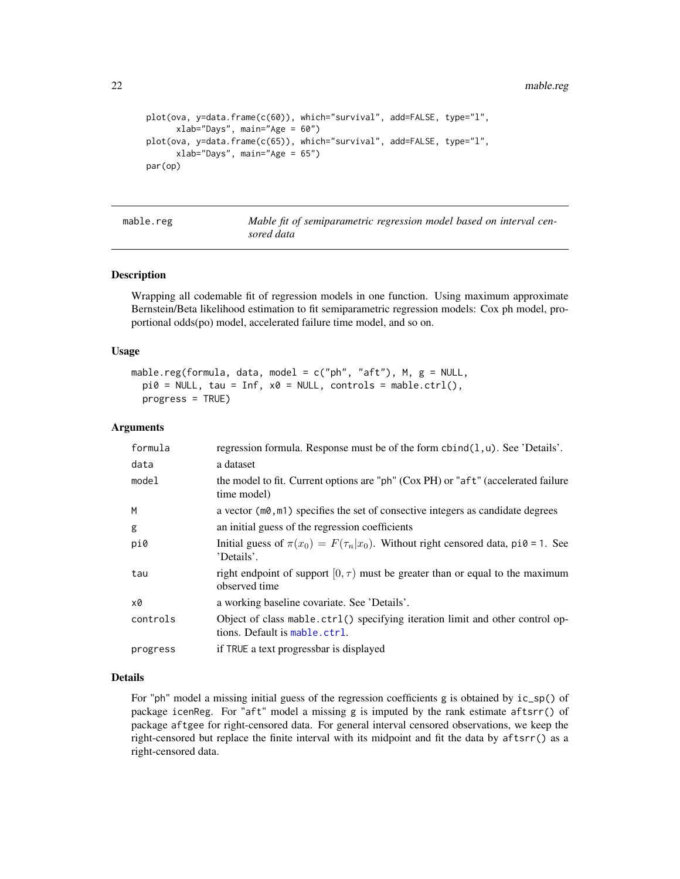```
plot(ova, y=data.frame(c(60)), which="survival", add=FALSE, type="l",
      xlab="Days", main="Age = 60")
plot(ova, y=data.frame(c(65)), which="survival", add=FALSE, type="l",
      xlab="Days", main="Age = 65")
par(op)
```

## mable.reg — *Mable fit of semiparametric regression model based on interval censored data*

### Description

Wrapping all codemable fit of regression models in one function. Using maximum approximate Bernstein/Beta likelihood estimation to fit semiparametric regression models: Cox ph model, proportional odds(po) model, accelerated failure time model, and so on.

### Usage

```
mable.reg(formula, data, model = c("ph", "aft"), M, g = NULL,
  pi0 = NULL, tau = Inf, x0 = NULL, controls = mable.ctrl(),
  progress = TRUE)
```

### Arguments

| | |
|---|---|
| `formula` | regression formula. Response must be of the form `cbind(l,u)`. See 'Details'. |
| `data` | a dataset |
| `model` | the model to fit. Current options are "`ph`" (Cox PH) or "`aft`" (accelerated failure time model) |
| `M` | a vector `(m0,m1)` specifies the set of consective integers as candidate degrees |
| `g` | an initial guess of the regression coefficients |
| `pi0` | Initial guess of $\pi(x_0) = F(\tau_n \vert x_0)$. Without right censored data, `pi0 = 1`. See 'Details'. |
| `tau` | right endpoint of support $[0, \tau)$ must be greater than or equal to the maximum observed time |
| `x0` | a working baseline covariate. See 'Details'. |
| `controls` | Object of class `mable.ctrl()` specifying iteration limit and other control options. Default is `mable.ctrl`. |
| `progress` | if `TRUE` a text progressbar is displayed |

### Details

For "ph" model a missing initial guess of the regression coefficients `g` is obtained by `ic_sp()` of package `icenReg`. For "aft" model a missing `g` is imputed by the rank estimate `aftsrr()` of package `aftgee` for right-censored data. For general interval censored observations, we keep the right-censored but replace the finite interval with its midpoint and fit the data by `aftsrr()` as a right-censored data.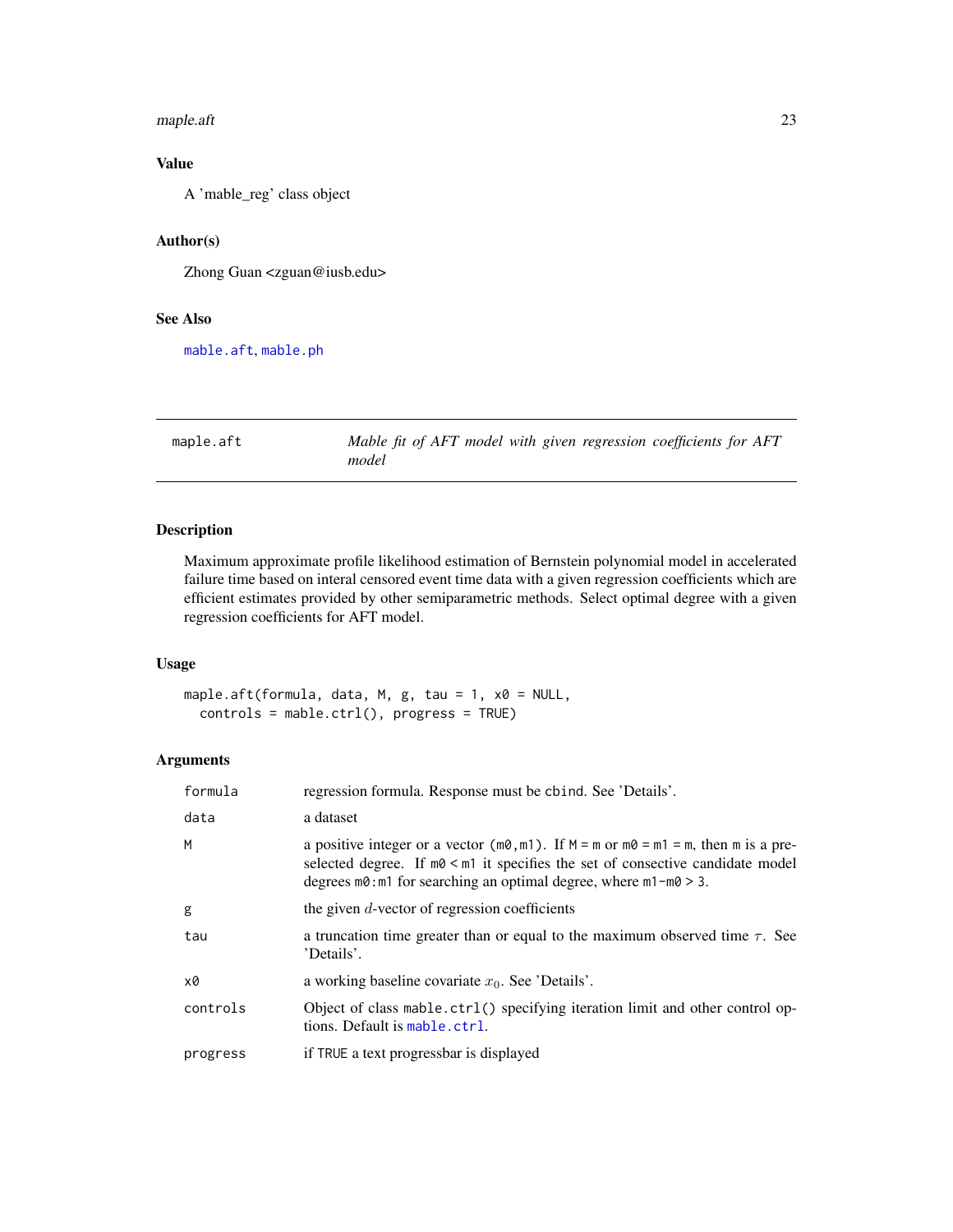## Value

A 'mable_reg' class object

## Author(s)

Zhong Guan <zguan@iusb.edu>

## See Also

mable.aft, mable.ph

---

| maple.aft | *Mable fit of AFT model with given regression coefficients for AFT model* |
|---|---|

## Description

Maximum approximate profile likelihood estimation of Bernstein polynomial model in accelerated failure time based on interal censored event time data with a given regression coefficients which are efficient estimates provided by other semiparametric methods. Select optimal degree with a given regression coefficients for AFT model.

## Usage

```
maple.aft(formula, data, M, g, tau = 1, x0 = NULL,
  controls = mable.ctrl(), progress = TRUE)
```

## Arguments

| | |
|---|---|
| formula | regression formula. Response must be cbind. See 'Details'. |
| data | a dataset |
| M | a positive integer or a vector (m0,m1). If M = m or m0 = m1 = m, then m is a preselected degree. If m0 < m1 it specifies the set of consective candidate model degrees m0:m1 for searching an optimal degree, where m1-m0 > 3. |
| g | the given $d$-vector of regression coefficients |
| tau | a truncation time greater than or equal to the maximum observed time $\tau$. See 'Details'. |
| x0 | a working baseline covariate $x_0$. See 'Details'. |
| controls | Object of class mable.ctrl() specifying iteration limit and other control options. Default is mable.ctrl. |
| progress | if TRUE a text progressbar is displayed |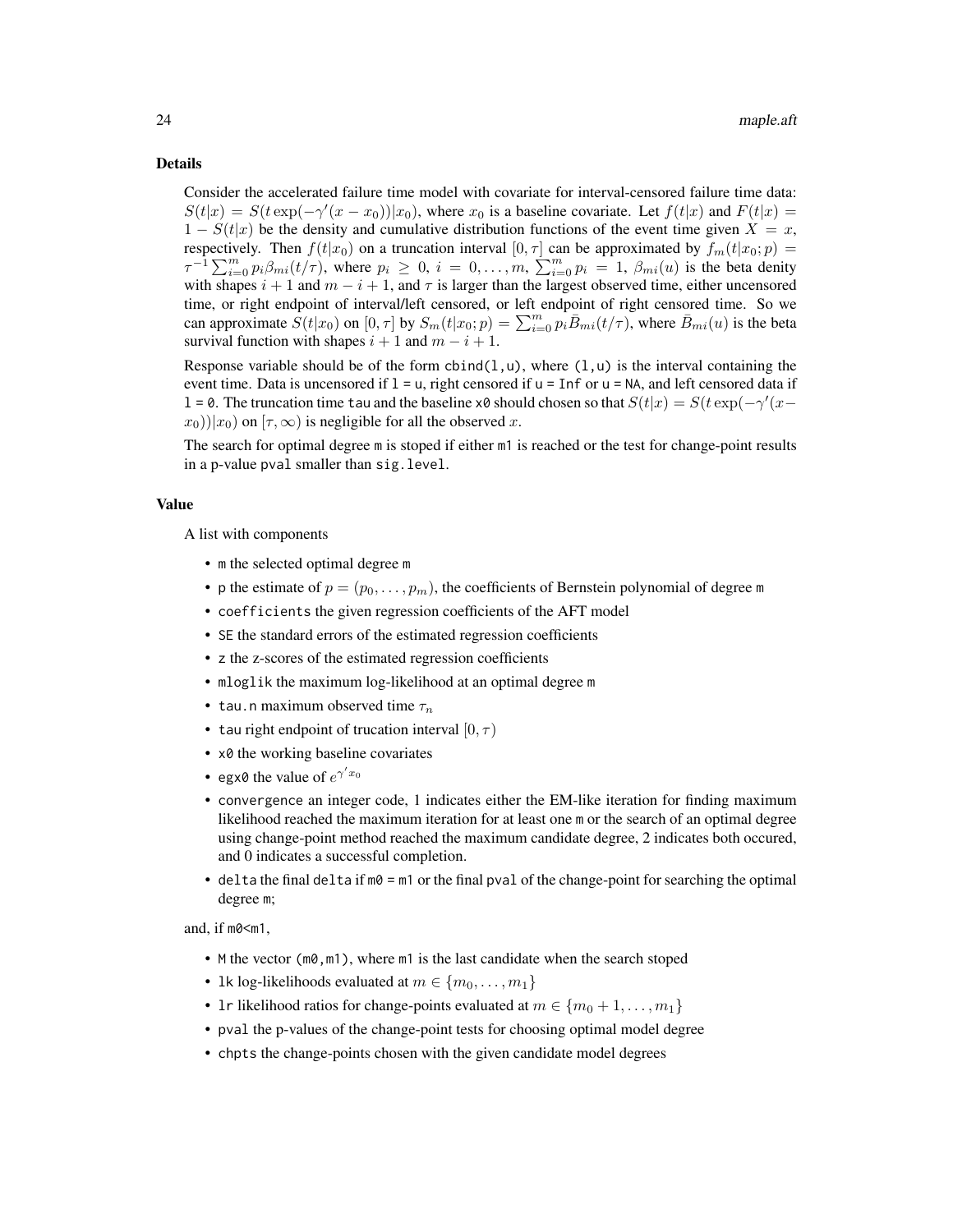### Details

Consider the accelerated failure time model with covariate for interval-censored failure time data: $S(t|x) = S(t\exp(-\gamma'(x - x_0))|x_0)$, where $x_0$ is a baseline covariate. Let $f(t|x)$ and $F(t|x) = 1 - S(t|x)$ be the density and cumulative distribution functions of the event time given $X = x$, respectively. Then $f(t|x_0)$ on a truncation interval $[0, \tau]$ can be approximated by $f_m(t|x_0; p) = \tau^{-1}\sum_{i=0}^{m} p_i\beta_{mi}(t/\tau)$, where $p_i \geq 0$, $i = 0, \ldots, m$, $\sum_{i=0}^{m} p_i = 1$, $\beta_{mi}(u)$ is the beta denity with shapes $i + 1$ and $m - i + 1$, and $\tau$ is larger than the largest observed time, either uncensored time, or right endpoint of interval/left censored, or left endpoint of right censored time. So we can approximate $S(t|x_0)$ on $[0, \tau]$ by $S_m(t|x_0; p) = \sum_{i=0}^{m} p_i\bar{B}_{mi}(t/\tau)$, where $\bar{B}_{mi}(u)$ is the beta survival function with shapes $i + 1$ and $m - i + 1$.

Response variable should be of the form `cbind(l,u)`, where `(l,u)` is the interval containing the event time. Data is uncensored if `l = u`, right censored if `u = Inf` or `u = NA`, and left censored data if `l = 0`. The truncation time `tau` and the baseline `x0` should chosen so that $S(t|x) = S(t\exp(-\gamma'(x - x_0))|x_0)$ on $[\tau, \infty)$ is negligible for all the observed $x$.

The search for optimal degree `m` is stoped if either `m1` is reached or the test for change-point results in a p-value `pval` smaller than `sig.level`.

### Value

A list with components

- `m` the selected optimal degree `m`
- `p` the estimate of $p = (p_0, \ldots, p_m)$, the coefficients of Bernstein polynomial of degree `m`
- `coefficients` the given regression coefficients of the AFT model
- `SE` the standard errors of the estimated regression coefficients
- `z` the z-scores of the estimated regression coefficients
- `mloglik` the maximum log-likelihood at an optimal degree `m`
- `tau.n` maximum observed time $\tau_n$
- `tau` right endpoint of trucation interval $[0, \tau)$
- `x0` the working baseline covariates
- `egx0` the value of $e^{\gamma' x_0}$
- `convergence` an integer code, 1 indicates either the EM-like iteration for finding maximum likelihood reached the maximum iteration for at least one `m` or the search of an optimal degree using change-point method reached the maximum candidate degree, 2 indicates both occured, and 0 indicates a successful completion.
- `delta` the final `delta` if `m0 = m1` or the final `pval` of the change-point for searching the optimal degree `m`;

and, if `m0<m1`,

- `M` the vector `(m0,m1)`, where `m1` is the last candidate when the search stoped
- `lk` log-likelihoods evaluated at $m \in \{m_0, \ldots, m_1\}$
- `lr` likelihood ratios for change-points evaluated at $m \in \{m_0 + 1, \ldots, m_1\}$
- `pval` the p-values of the change-point tests for choosing optimal model degree
- `chpts` the change-points chosen with the given candidate model degrees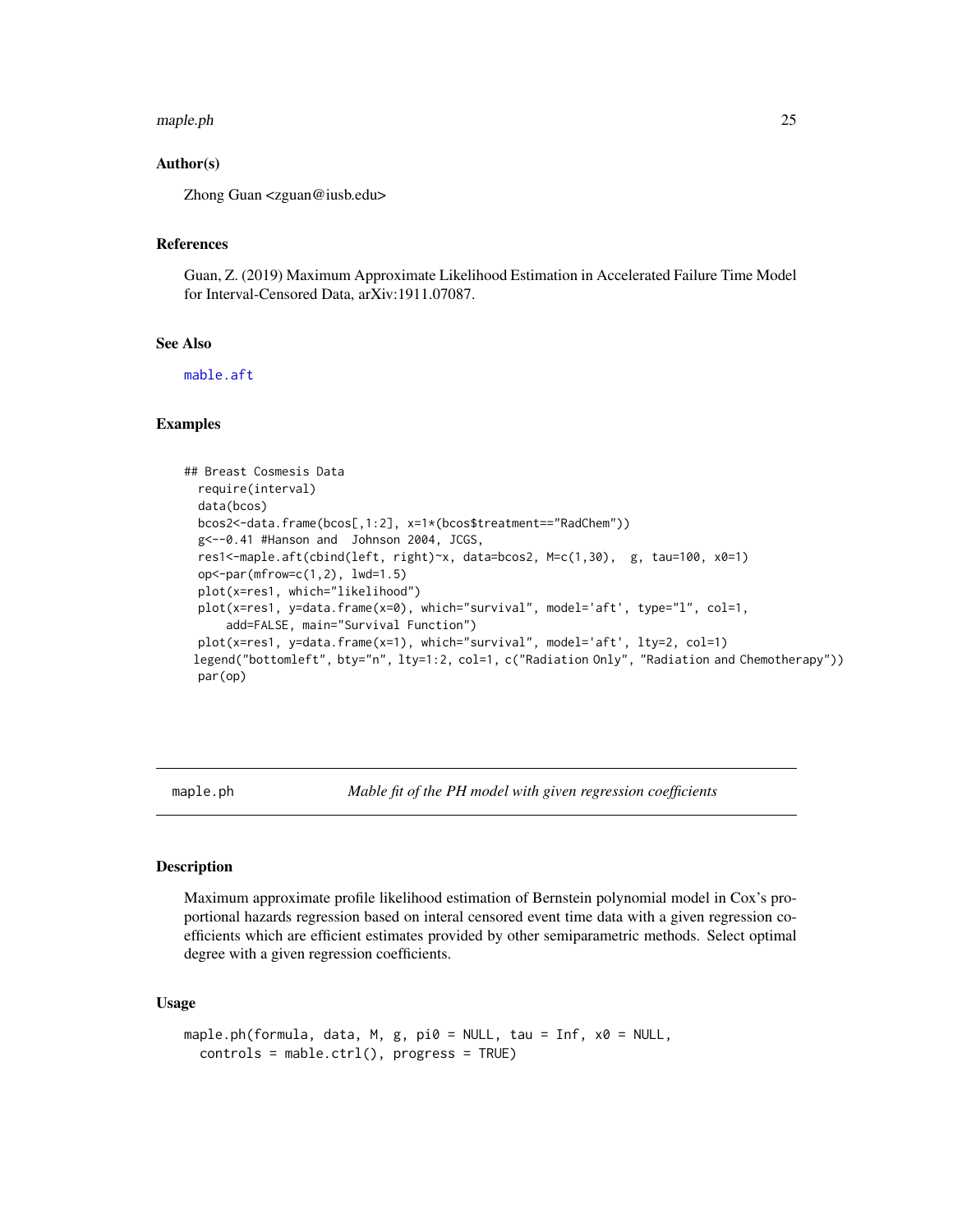### Author(s)

Zhong Guan <zguan@iusb.edu>

### References

Guan, Z. (2019) Maximum Approximate Likelihood Estimation in Accelerated Failure Time Model for Interval-Censored Data, arXiv:1911.07087.

### See Also

mable.aft

### Examples

```
## Breast Cosmesis Data
  require(interval)
  data(bcos)
  bcos2<-data.frame(bcos[,1:2], x=1*(bcos$treatment=="RadChem"))
  g<--0.41 #Hanson and  Johnson 2004, JCGS,
  res1<-maple.aft(cbind(left, right)~x, data=bcos2, M=c(1,30),  g, tau=100, x0=1)
  op<-par(mfrow=c(1,2), lwd=1.5)
  plot(x=res1, which="likelihood")
  plot(x=res1, y=data.frame(x=0), which="survival", model='aft', type="l", col=1,
      add=FALSE, main="Survival Function")
  plot(x=res1, y=data.frame(x=1), which="survival", model='aft', lty=2, col=1)
 legend("bottomleft", bty="n", lty=1:2, col=1, c("Radiation Only", "Radiation and Chemotherapy"))
  par(op)
```

---

## maple.ph — *Mable fit of the PH model with given regression coefficients*

### Description

Maximum approximate profile likelihood estimation of Bernstein polynomial model in Cox's proportional hazards regression based on interal censored event time data with a given regression coefficients which are efficient estimates provided by other semiparametric methods. Select optimal degree with a given regression coefficients.

### Usage

```
maple.ph(formula, data, M, g, pi0 = NULL, tau = Inf, x0 = NULL,
  controls = mable.ctrl(), progress = TRUE)
```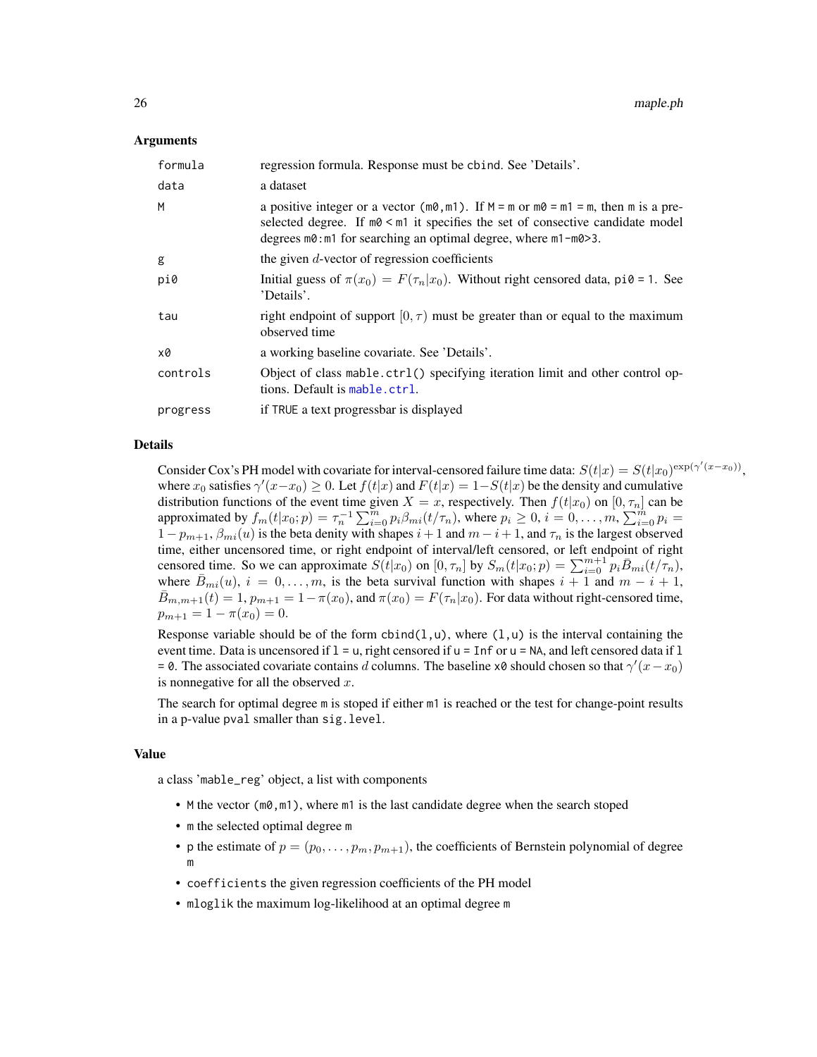## Arguments

| | |
|---|---|
| `formula` | regression formula. Response must be `cbind`. See 'Details'. |
| `data` | a dataset |
| `M` | a positive integer or a vector `(m0,m1)`. If `M = m` or `m0 = m1 = m`, then `m` is a preselected degree. If `m0 < m1` it specifies the set of consective candidate model degrees `m0:m1` for searching an optimal degree, where `m1-m0>3`. |
| `g` | the given $d$-vector of regression coefficients |
| `pi0` | Initial guess of $\pi(x_0) = F(\tau_n \mid x_0)$. Without right censored data, `pi0 = 1`. See 'Details'. |
| `tau` | right endpoint of support $[0, \tau)$ must be greater than or equal to the maximum observed time |
| `x0` | a working baseline covariate. See 'Details'. |
| `controls` | Object of class `mable.ctrl()` specifying iteration limit and other control options. Default is `mable.ctrl`. |
| `progress` | if `TRUE` a text progressbar is displayed |

## Details

Consider Cox's PH model with covariate for interval-censored failure time data: $S(t|x) = S(t|x_0)^{\exp(\gamma'(x-x_0))}$, where $x_0$ satisfies $\gamma'(x-x_0) \ge 0$. Let $f(t|x)$ and $F(t|x) = 1-S(t|x)$ be the density and cumulative distribution functions of the event time given $X = x$, respectively. Then $f(t|x_0)$ on $[0, \tau_n]$ can be approximated by $f_m(t|x_0; p) = \tau_n^{-1} \sum_{i=0}^m p_i \beta_{mi}(t/\tau_n)$, where $p_i \ge 0$, $i = 0, \ldots, m$, $\sum_{i=0}^m p_i = 1 - p_{m+1}$, $\beta_{mi}(u)$ is the beta denity with shapes $i+1$ and $m-i+1$, and $\tau_n$ is the largest observed time, either uncensored time, or right endpoint of interval/left censored, or left endpoint of right censored time. So we can approximate $S(t|x_0)$ on $[0, \tau_n]$ by $S_m(t|x_0; p) = \sum_{i=0}^{m+1} p_i \bar{B}_{mi}(t/\tau_n)$, where $\bar{B}_{mi}(u)$, $i = 0, \ldots, m$, is the beta survival function with shapes $i+1$ and $m-i+1$, $\bar{B}_{m,m+1}(t) = 1$, $p_{m+1} = 1 - \pi(x_0)$, and $\pi(x_0) = F(\tau_n|x_0)$. For data without right-censored time, $p_{m+1} = 1 - \pi(x_0) = 0$.

Response variable should be of the form `cbind(l,u)`, where `(l,u)` is the interval containing the event time. Data is uncensored if `l = u`, right censored if `u = Inf` or `u = NA`, and left censored data if `l = 0`. The associated covariate contains $d$ columns. The baseline `x0` should chosen so that $\gamma'(x - x_0)$ is nonnegative for all the observed $x$.

The search for optimal degree `m` is stoped if either `m1` is reached or the test for change-point results in a p-value `pval` smaller than `sig.level`.

## Value

a class '`mable_reg`' object, a list with components

- `M` the vector `(m0,m1)`, where `m1` is the last candidate degree when the search stoped
- `m` the selected optimal degree `m`
- `p` the estimate of $p = (p_0, \ldots, p_m, p_{m+1})$, the coefficients of Bernstein polynomial of degree `m`
- `coefficients` the given regression coefficients of the PH model
- `mloglik` the maximum log-likelihood at an optimal degree `m`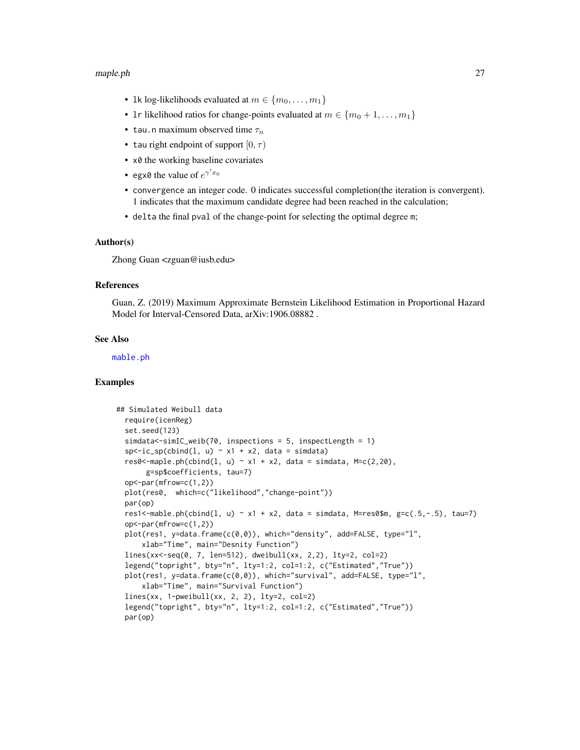- `lk` log-likelihoods evaluated at $m \in \{m_0, \ldots, m_1\}$
- `lr` likelihood ratios for change-points evaluated at $m \in \{m_0 + 1, \ldots, m_1\}$
- `tau.n` maximum observed time $\tau_n$
- `tau` right endpoint of support $[0, \tau)$
- `x0` the working baseline covariates
- `egx0` the value of $e^{\gamma' x_0}$
- `convergence` an integer code. 0 indicates successful completion(the iteration is convergent). 1 indicates that the maximum candidate degree had been reached in the calculation;
- `delta` the final `pval` of the change-point for selecting the optimal degree `m`;

### Author(s)

Zhong Guan <zguan@iusb.edu>

### References

Guan, Z. (2019) Maximum Approximate Bernstein Likelihood Estimation in Proportional Hazard Model for Interval-Censored Data, arXiv:1906.08882 .

### See Also

`mable.ph`

### Examples

```
## Simulated Weibull data
  require(icenReg)
  set.seed(123)
  simdata<-simIC_weib(70, inspections = 5, inspectLength = 1)
  sp<-ic_sp(cbind(l, u) ~ x1 + x2, data = simdata)
  res0<-maple.ph(cbind(l, u) ~ x1 + x2, data = simdata, M=c(2,20),
       g=sp$coefficients, tau=7)
  op<-par(mfrow=c(1,2))
  plot(res0,  which=c("likelihood","change-point"))
  par(op)
  res1<-mable.ph(cbind(l, u) ~ x1 + x2, data = simdata, M=res0$m, g=c(.5,-.5), tau=7)
  op<-par(mfrow=c(1,2))
  plot(res1, y=data.frame(c(0,0)), which="density", add=FALSE, type="l",
      xlab="Time", main="Desnity Function")
  lines(xx<-seq(0, 7, len=512), dweibull(xx, 2,2), lty=2, col=2)
  legend("topright", bty="n", lty=1:2, col=1:2, c("Estimated","True"))
  plot(res1, y=data.frame(c(0,0)), which="survival", add=FALSE, type="l",
      xlab="Time", main="Survival Function")
  lines(xx, 1-pweibull(xx, 2, 2), lty=2, col=2)
  legend("topright", bty="n", lty=1:2, col=1:2, c("Estimated","True"))
  par(op)
```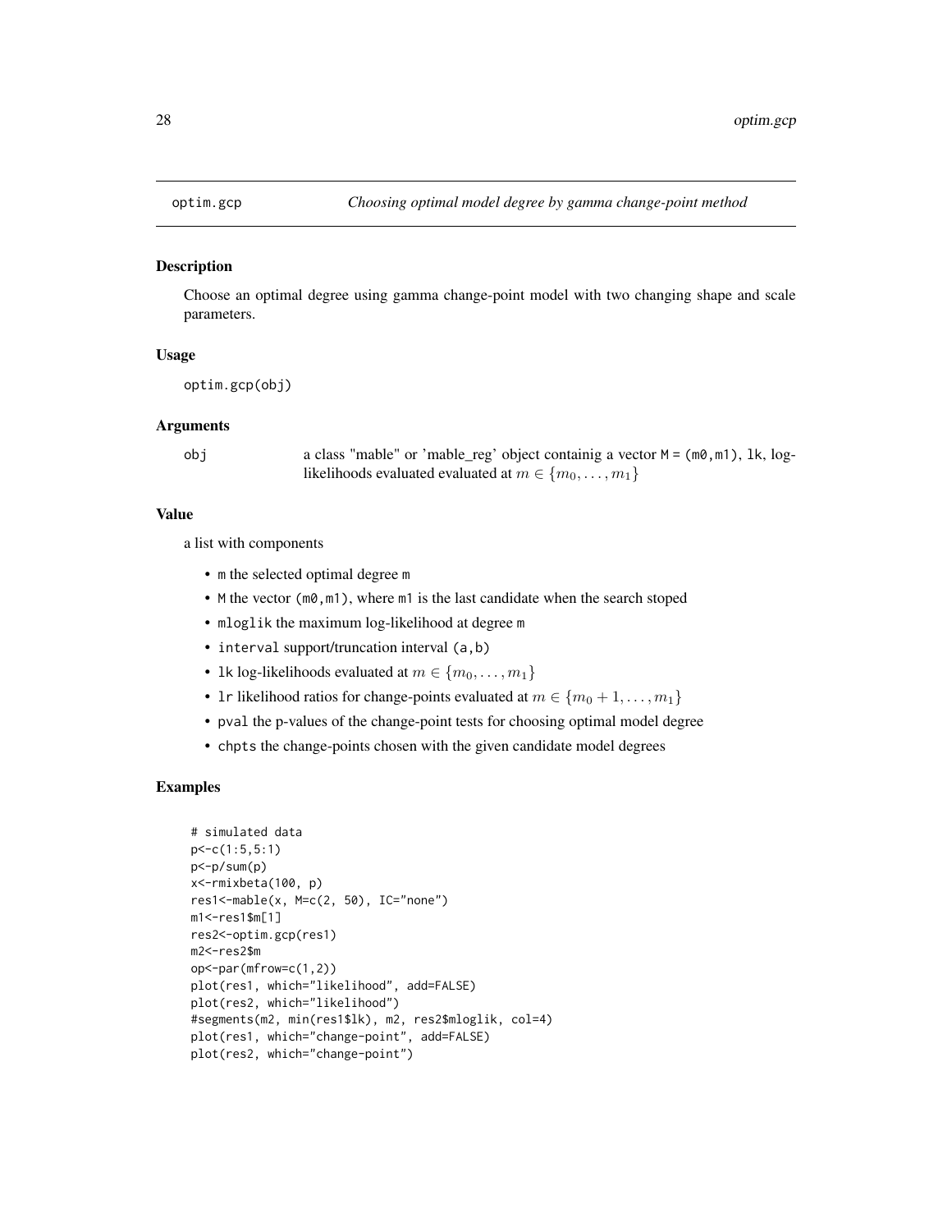optim.gcp    *Choosing optimal model degree by gamma change-point method*

## Description

Choose an optimal degree using gamma change-point model with two changing shape and scale parameters.

## Usage

```
optim.gcp(obj)
```

## Arguments

| | |
|---|---|
| obj | a class "mable" or 'mable_reg' object containig a vector M = (m0,m1), lk, log-likelihoods evaluated evaluated at $m \in \{m_0, \ldots, m_1\}$ |

## Value

a list with components

- m the selected optimal degree m
- M the vector (m0,m1), where m1 is the last candidate when the search stoped
- mloglik the maximum log-likelihood at degree m
- interval support/truncation interval (a,b)
- lk log-likelihoods evaluated at $m \in \{m_0, \ldots, m_1\}$
- lr likelihood ratios for change-points evaluated at $m \in \{m_0 + 1, \ldots, m_1\}$
- pval the p-values of the change-point tests for choosing optimal model degree
- chpts the change-points chosen with the given candidate model degrees

## Examples

```
# simulated data
p<-c(1:5,5:1)
p<-p/sum(p)
x<-rmixbeta(100, p)
res1<-mable(x, M=c(2, 50), IC="none")
m1<-res1$m[1]
res2<-optim.gcp(res1)
m2<-res2$m
op<-par(mfrow=c(1,2))
plot(res1, which="likelihood", add=FALSE)
plot(res2, which="likelihood")
#segments(m2, min(res1$lk), m2, res2$mloglik, col=4)
plot(res1, which="change-point", add=FALSE)
plot(res2, which="change-point")
```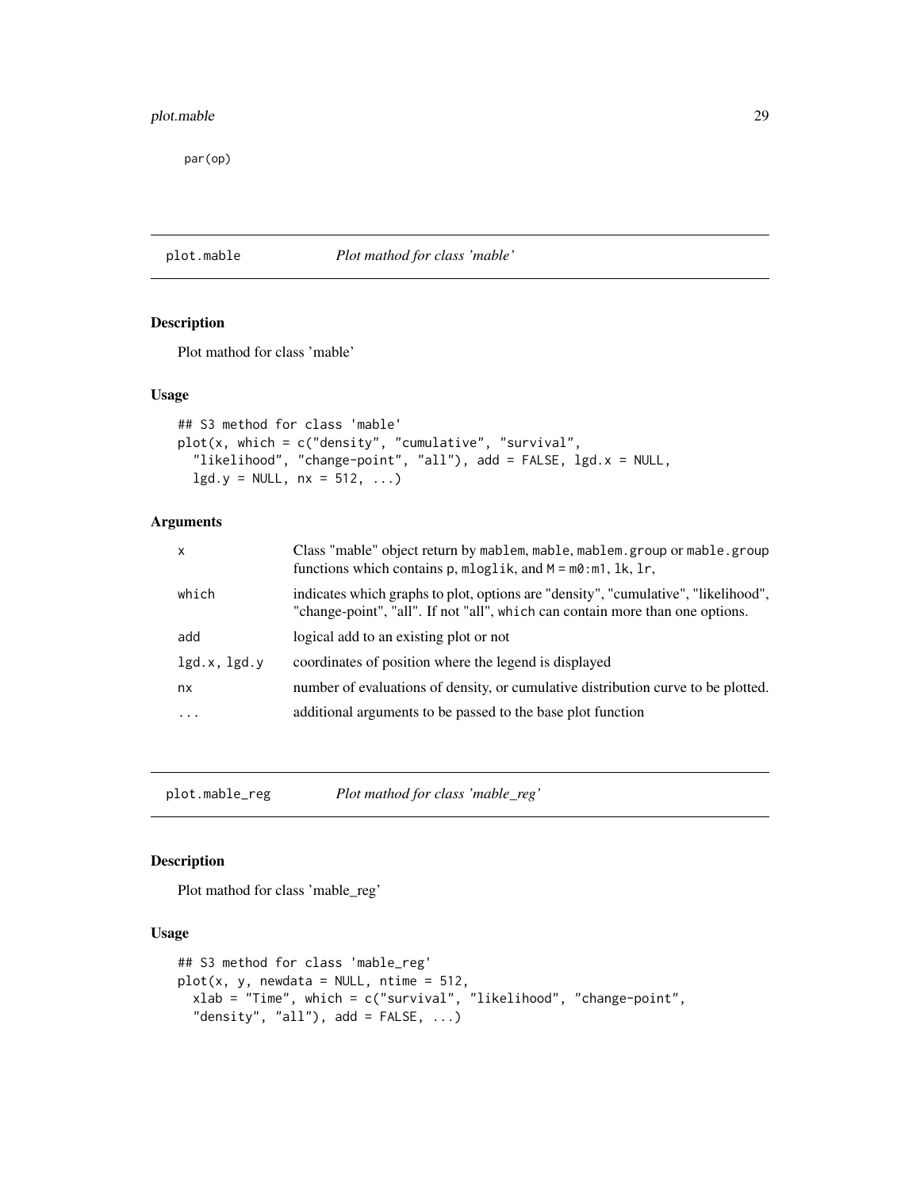```
par(op)
```

## plot.mable — *Plot mathod for class 'mable'*

### Description

Plot mathod for class 'mable'

### Usage

```
## S3 method for class 'mable'
plot(x, which = c("density", "cumulative", "survival",
  "likelihood", "change-point", "all"), add = FALSE, lgd.x = NULL,
  lgd.y = NULL, nx = 512, ...)
```

### Arguments

| | |
|---|---|
| `x` | Class "mable" object return by `mablem`, `mable`, `mablem.group` or `mable.group` functions which contains `p`, `mloglik`, and `M = m0:m1`, `lk`, `lr`, |
| `which` | indicates which graphs to plot, options are "density", "cumulative", "likelihood", "change-point", "all". If not "all", `which` can contain more than one options. |
| `add` | logical add to an existing plot or not |
| `lgd.x, lgd.y` | coordinates of position where the legend is displayed |
| `nx` | number of evaluations of density, or cumulative distribution curve to be plotted. |
| `...` | additional arguments to be passed to the base plot function |

## plot.mable_reg — *Plot mathod for class 'mable_reg'*

### Description

Plot mathod for class 'mable_reg'

### Usage

```
## S3 method for class 'mable_reg'
plot(x, y, newdata = NULL, ntime = 512,
  xlab = "Time", which = c("survival", "likelihood", "change-point",
  "density", "all"), add = FALSE, ...)
```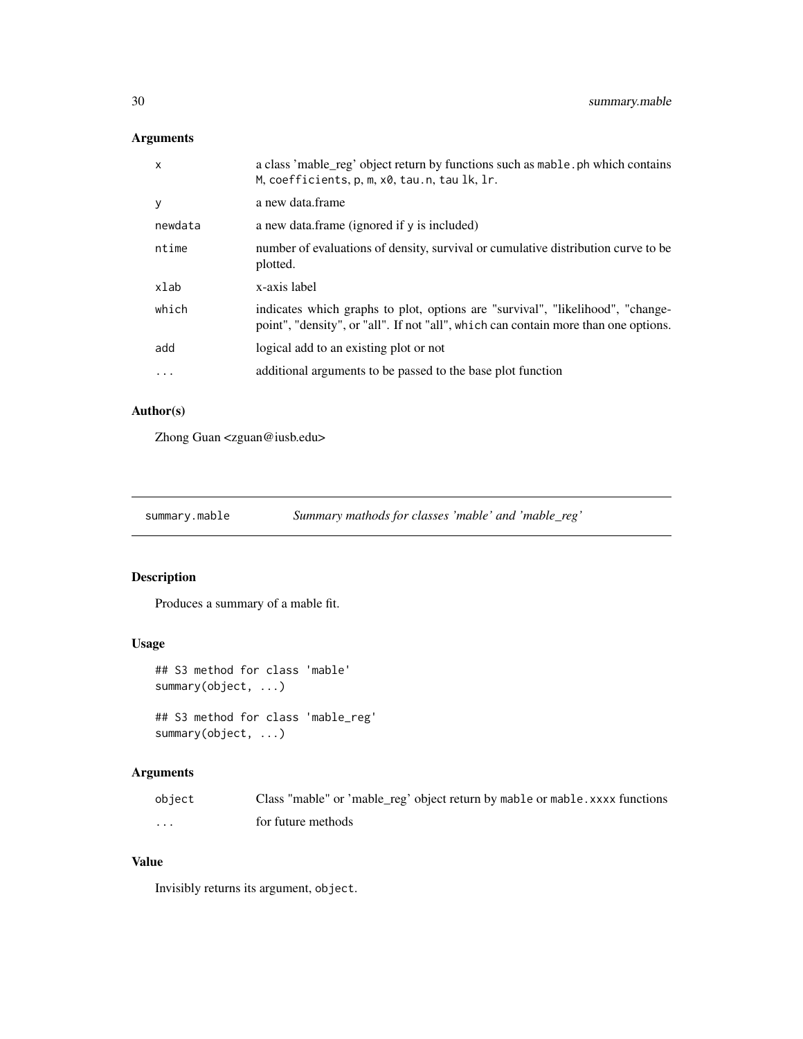## Arguments

| | |
|---|---|
| x | a class 'mable_reg' object return by functions such as `mable.ph` which contains `M`, `coefficients`, `p`, `m`, `x0`, `tau.n`, `tau` `lk`, `lr`. |
| y | a new data.frame |
| newdata | a new data.frame (ignored if `y` is included) |
| ntime | number of evaluations of density, survival or cumulative distribution curve to be plotted. |
| xlab | x-axis label |
| which | indicates which graphs to plot, options are "survival", "likelihood", "change-point", "density", or "all". If not "all", `which` can contain more than one options. |
| add | logical add to an existing plot or not |
| ... | additional arguments to be passed to the base plot function |

## Author(s)

Zhong Guan <zguan@iusb.edu>

---

# summary.mable — *Summary mathods for classes 'mable' and 'mable_reg'*

## Description

Produces a summary of a mable fit.

## Usage

```
## S3 method for class 'mable'
summary(object, ...)

## S3 method for class 'mable_reg'
summary(object, ...)
```

## Arguments

| | |
|---|---|
| object | Class "mable" or 'mable_reg' object return by `mable` or `mable.xxxx` functions |
| ... | for future methods |

## Value

Invisibly returns its argument, `object`.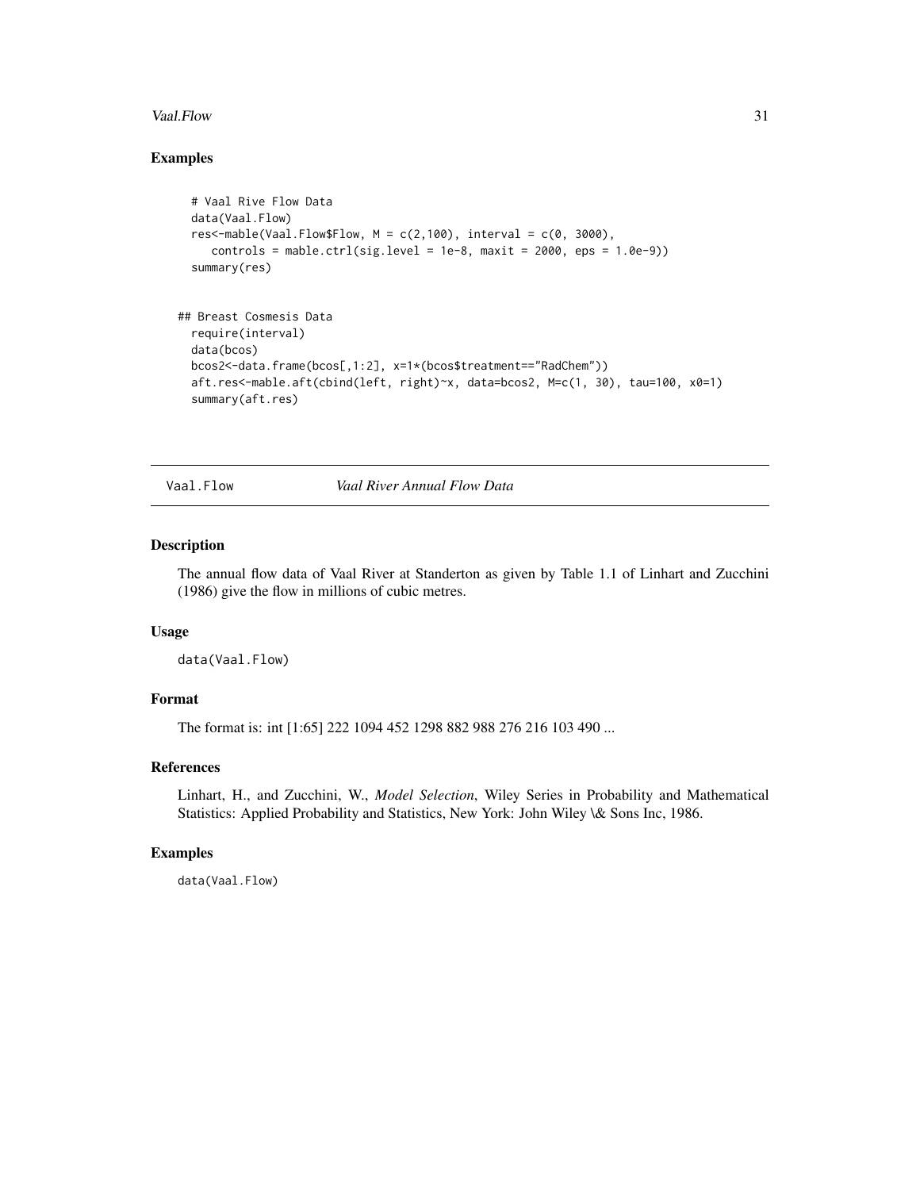## Examples

```
  # Vaal Rive Flow Data
  data(Vaal.Flow)
  res<-mable(Vaal.Flow$Flow, M = c(2,100), interval = c(0, 3000),
     controls = mable.ctrl(sig.level = 1e-8, maxit = 2000, eps = 1.0e-9))
  summary(res)


## Breast Cosmesis Data
  require(interval)
  data(bcos)
  bcos2<-data.frame(bcos[,1:2], x=1*(bcos$treatment=="RadChem"))
  aft.res<-mable.aft(cbind(left, right)~x, data=bcos2, M=c(1, 30), tau=100, x0=1)
  summary(aft.res)
```

---

# Vaal.Flow — *Vaal River Annual Flow Data*

## Description

The annual flow data of Vaal River at Standerton as given by Table 1.1 of Linhart and Zucchini (1986) give the flow in millions of cubic metres.

## Usage

```
data(Vaal.Flow)
```

## Format

The format is: int [1:65] 222 1094 452 1298 882 988 276 216 103 490 ...

## References

Linhart, H., and Zucchini, W., *Model Selection*, Wiley Series in Probability and Mathematical Statistics: Applied Probability and Statistics, New York: John Wiley \& Sons Inc, 1986.

## Examples

```
data(Vaal.Flow)
```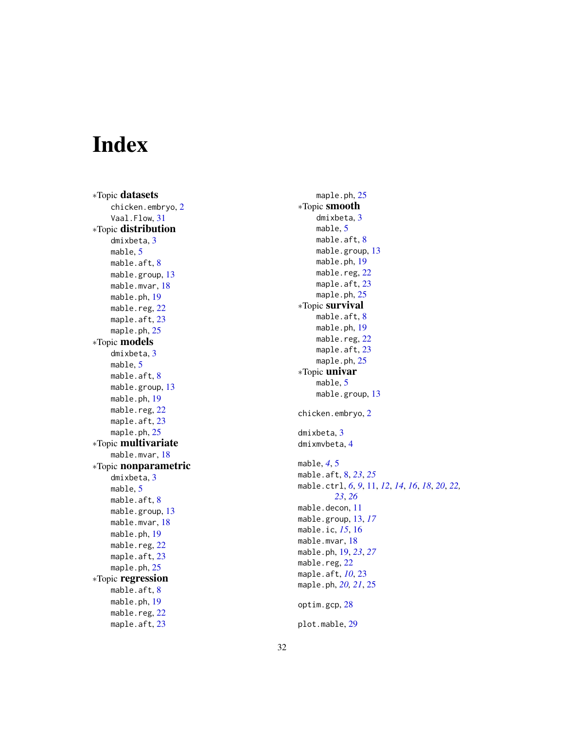# Index

*Topic **datasets**
- chicken.embryo, 2
- Vaal.Flow, 31

*Topic **distribution**
- dmixbeta, 3
- mable, 5
- mable.aft, 8
- mable.group, 13
- mable.mvar, 18
- mable.ph, 19
- mable.reg, 22
- maple.aft, 23
- maple.ph, 25

*Topic **models**
- dmixbeta, 3
- mable, 5
- mable.aft, 8
- mable.group, 13
- mable.ph, 19
- mable.reg, 22
- maple.aft, 23
- maple.ph, 25

*Topic **multivariate**
- mable.mvar, 18

*Topic **nonparametric**
- dmixbeta, 3
- mable, 5
- mable.aft, 8
- mable.group, 13
- mable.mvar, 18
- mable.ph, 19
- mable.reg, 22
- maple.aft, 23
- maple.ph, 25

*Topic **regression**
- mable.aft, 8
- mable.ph, 19
- mable.reg, 22
- maple.aft, 23
- maple.ph, 25

*Topic **smooth**
- dmixbeta, 3
- mable, 5
- mable.aft, 8
- mable.group, 13
- mable.ph, 19
- mable.reg, 22
- maple.aft, 23
- maple.ph, 25

*Topic **survival**
- mable.aft, 8
- mable.ph, 19
- mable.reg, 22
- maple.aft, 23
- maple.ph, 25

*Topic **univar**
- mable, 5
- mable.group, 13

chicken.embryo, 2

dmixbeta, 3
dmixmvbeta, 4

mable, *4*, 5
mable.aft, 8, *23*, *25*
mable.ctrl, *6*, *9*, 11, *12*, *14*, *16*, *18*, *20*, *22*, *23*, *26*
mable.decon, 11
mable.group, 13, *17*
mable.ic, *15*, 16
mable.mvar, 18
mable.ph, 19, *23*, *27*
mable.reg, 22
maple.aft, *10*, 23
maple.ph, *20*, *21*, 25

optim.gcp, 28

plot.mable, 29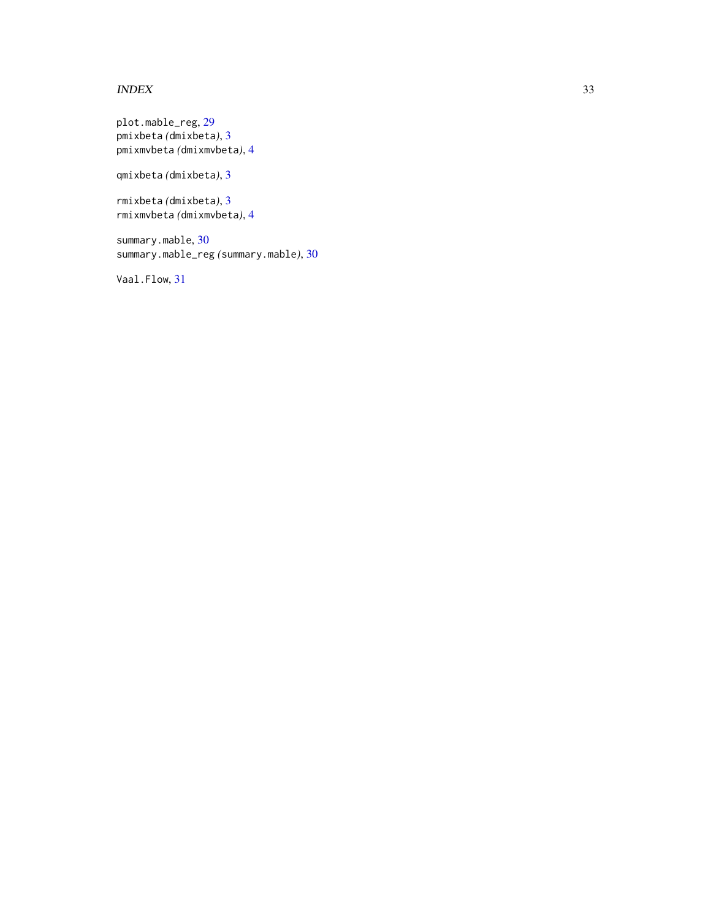plot.mable_reg, 29
pmixbeta (dmixbeta), 3
pmixmvbeta (dmixmvbeta), 4

qmixbeta (dmixbeta), 3

rmixbeta (dmixbeta), 3
rmixmvbeta (dmixmvbeta), 4

summary.mable, 30
summary.mable_reg (summary.mable), 30

Vaal.Flow, 31